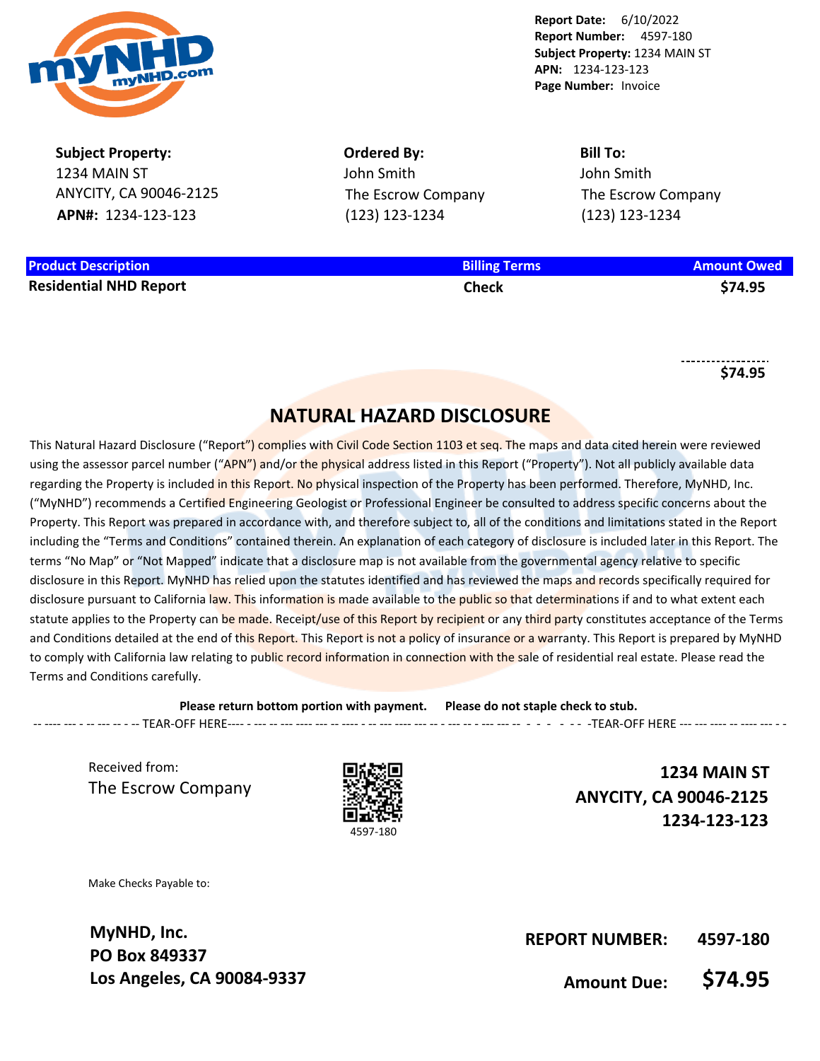**Report Date:** 6/10/2022
**Report Number:** 4597-180
**Subject Property:** 1234 MAIN ST
**APN:** 1234-123-123
**Page Number:** Invoice

**Subject Property:**
1234 MAIN ST
ANYCITY, CA 90046-2125
**APN#:** 1234-123-123

**Ordered By:**
John Smith
The Escrow Company
(123) 123-1234

**Bill To:**
John Smith
The Escrow Company
(123) 123-1234

| Product Description | Billing Terms | Amount Owed |
| --- | --- | --- |
| **Residential NHD Report** | **Check** | **$74.95** |
| | | **$74.95** |

## NATURAL HAZARD DISCLOSURE

This Natural Hazard Disclosure ("Report") complies with Civil Code Section 1103 et seq. The maps and data cited herein were reviewed using the assessor parcel number ("APN") and/or the physical address listed in this Report ("Property"). Not all publicly available data regarding the Property is included in this Report. No physical inspection of the Property has been performed. Therefore, MyNHD, Inc. ("MyNHD") recommends a Certified Engineering Geologist or Professional Engineer be consulted to address specific concerns about the Property. This Report was prepared in accordance with, and therefore subject to, all of the conditions and limitations stated in the Report including the "Terms and Conditions" contained therein. An explanation of each category of disclosure is included later in this Report. The terms "No Map" or "Not Mapped" indicate that a disclosure map is not available from the governmental agency relative to specific disclosure in this Report. MyNHD has relied upon the statutes identified and has reviewed the maps and records specifically required for disclosure pursuant to California law. This information is made available to the public so that determinations if and to what extent each statute applies to the Property can be made. Receipt/use of this Report by recipient or any third party constitutes acceptance of the Terms and Conditions detailed at the end of this Report. This Report is not a policy of insurance or a warranty. This Report is prepared by MyNHD to comply with California law relating to public record information in connection with the sale of residential real estate. Please read the Terms and Conditions carefully.

**Please return bottom portion with payment. Please do not staple check to stub.**

-- TEAR-OFF HERE -- TEAR-OFF HERE --

Received from:
The Escrow Company

4597-180

**1234 MAIN ST**
**ANYCITY, CA 90046-2125**
**1234-123-123**

Make Checks Payable to:

**MyNHD, Inc.**
**PO Box 849337**
**Los Angeles, CA 90084-9337**

**REPORT NUMBER: 4597-180**

**Amount Due: $74.95**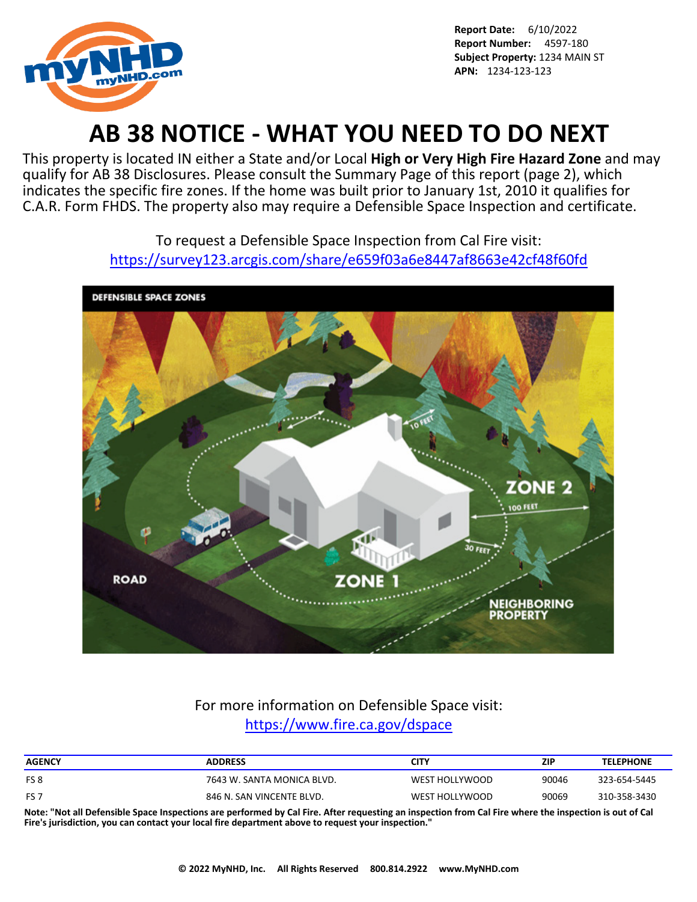**Report Date:** 6/10/2022
**Report Number:** 4597-180
**Subject Property:** 1234 MAIN ST
**APN:** 1234-123-123

# AB 38 NOTICE - WHAT YOU NEED TO DO NEXT

This property is located IN either a State and/or Local **High or Very High Fire Hazard Zone** and may qualify for AB 38 Disclosures. Please consult the Summary Page of this report (page 2), which indicates the specific fire zones. If the home was built prior to January 1st, 2010 it qualifies for C.A.R. Form FHDS. The property also may require a Defensible Space Inspection and certificate.

To request a Defensible Space Inspection from Cal Fire visit:
https://survey123.arcgis.com/share/e659f03a6e8447af8663e42cf48f60fd

For more information on Defensible Space visit:
https://www.fire.ca.gov/dspace

| AGENCY | ADDRESS | CITY | ZIP | TELEPHONE |
|---|---|---|---|---|
| FS 8 | 7643 W. SANTA MONICA BLVD. | WEST HOLLYWOOD | 90046 | 323-654-5445 |
| FS 7 | 846 N. SAN VINCENTE BLVD. | WEST HOLLYWOOD | 90069 | 310-358-3430 |

**Note: "Not all Defensible Space Inspections are performed by Cal Fire. After requesting an inspection from Cal Fire where the inspection is out of Cal Fire's jurisdiction, you can contact your local fire department above to request your inspection."**

**© 2022 MyNHD, Inc. All Rights Reserved 800.814.2922 www.MyNHD.com**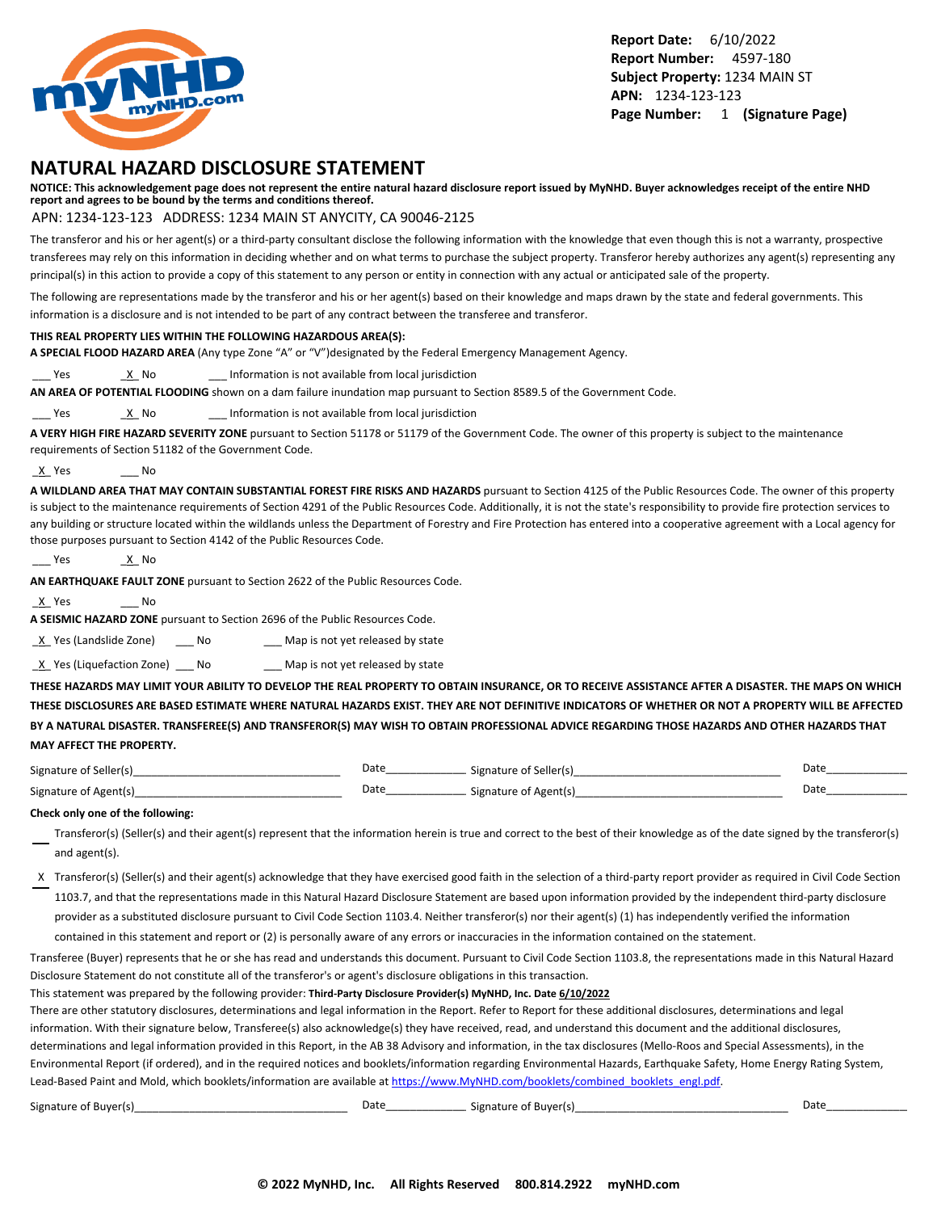**Report Date:** 6/10/2022
**Report Number:** 4597-180
**Subject Property:** 1234 MAIN ST
**APN:** 1234-123-123
**Page Number:** 1 **(Signature Page)**

# NATURAL HAZARD DISCLOSURE STATEMENT

**NOTICE: This acknowledgement page does not represent the entire natural hazard disclosure report issued by MyNHD. Buyer acknowledges receipt of the entire NHD report and agrees to be bound by the terms and conditions thereof.**

APN: 1234-123-123 ADDRESS: 1234 MAIN ST ANYCITY, CA 90046-2125

The transferor and his or her agent(s) or a third-party consultant disclose the following information with the knowledge that even though this is not a warranty, prospective transferees may rely on this information in deciding whether and on what terms to purchase the subject property. Transferor hereby authorizes any agent(s) representing any principal(s) in this action to provide a copy of this statement to any person or entity in connection with any actual or anticipated sale of the property.

The following are representations made by the transferor and his or her agent(s) based on their knowledge and maps drawn by the state and federal governments. This information is a disclosure and is not intended to be part of any contract between the transferee and transferor.

**THIS REAL PROPERTY LIES WITHIN THE FOLLOWING HAZARDOUS AREA(S):**

**A SPECIAL FLOOD HAZARD AREA** (Any type Zone "A" or "V")designated by the Federal Emergency Management Agency.

___ Yes _X_ No ___ Information is not available from local jurisdiction

**AN AREA OF POTENTIAL FLOODING** shown on a dam failure inundation map pursuant to Section 8589.5 of the Government Code.

___ Yes _X_ No ___ Information is not available from local jurisdiction

**A VERY HIGH FIRE HAZARD SEVERITY ZONE** pursuant to Section 51178 or 51179 of the Government Code. The owner of this property is subject to the maintenance requirements of Section 51182 of the Government Code.

_X_ Yes ___ No

**A WILDLAND AREA THAT MAY CONTAIN SUBSTANTIAL FOREST FIRE RISKS AND HAZARDS** pursuant to Section 4125 of the Public Resources Code. The owner of this property is subject to the maintenance requirements of Section 4291 of the Public Resources Code. Additionally, it is not the state's responsibility to provide fire protection services to any building or structure located within the wildlands unless the Department of Forestry and Fire Protection has entered into a cooperative agreement with a Local agency for those purposes pursuant to Section 4142 of the Public Resources Code.

___ Yes _X_ No

**AN EARTHQUAKE FAULT ZONE** pursuant to Section 2622 of the Public Resources Code.

_X_ Yes ___ No

**A SEISMIC HAZARD ZONE** pursuant to Section 2696 of the Public Resources Code.

_X_ Yes (Landslide Zone) ___ No ___ Map is not yet released by state

_X_ Yes (Liquefaction Zone) ___ No ___ Map is not yet released by state

**THESE HAZARDS MAY LIMIT YOUR ABILITY TO DEVELOP THE REAL PROPERTY TO OBTAIN INSURANCE, OR TO RECEIVE ASSISTANCE AFTER A DISASTER. THE MAPS ON WHICH THESE DISCLOSURES ARE BASED ESTIMATE WHERE NATURAL HAZARDS EXIST. THEY ARE NOT DEFINITIVE INDICATORS OF WHETHER OR NOT A PROPERTY WILL BE AFFECTED BY A NATURAL DISASTER. TRANSFEREE(S) AND TRANSFEROR(S) MAY WISH TO OBTAIN PROFESSIONAL ADVICE REGARDING THOSE HAZARDS AND OTHER HAZARDS THAT MAY AFFECT THE PROPERTY.**

Signature of Seller(s)________________________________ Date_____________ Signature of Seller(s)________________________________ Date_____________

Signature of Agent(s)________________________________ Date_____________ Signature of Agent(s)________________________________ Date_____________

**Check only one of the following:**

___ Transferor(s) (Seller(s) and their agent(s) represent that the information herein is true and correct to the best of their knowledge as of the date signed by the transferor(s) and agent(s).

_X_ Transferor(s) (Seller(s) and their agent(s) acknowledge that they have exercised good faith in the selection of a third-party report provider as required in Civil Code Section 1103.7, and that the representations made in this Natural Hazard Disclosure Statement are based upon information provided by the independent third-party disclosure provider as a substituted disclosure pursuant to Civil Code Section 1103.4. Neither transferor(s) nor their agent(s) (1) has independently verified the information contained in this statement and report or (2) is personally aware of any errors or inaccuracies in the information contained on the statement.

Transferee (Buyer) represents that he or she has read and understands this document. Pursuant to Civil Code Section 1103.8, the representations made in this Natural Hazard Disclosure Statement do not constitute all of the transferor's or agent's disclosure obligations in this transaction.

This statement was prepared by the following provider: **Third-Party Disclosure Provider(s) MyNHD, Inc. Date 6/10/2022**

There are other statutory disclosures, determinations and legal information in the Report. Refer to Report for these additional disclosures, determinations and legal information. With their signature below, Transferee(s) also acknowledge(s) they have received, read, and understand this document and the additional disclosures, determinations and legal information provided in this Report, in the AB 38 Advisory and information, in the tax disclosures (Mello-Roos and Special Assessments), in the Environmental Report (if ordered), and in the required notices and booklets/information regarding Environmental Hazards, Earthquake Safety, Home Energy Rating System, Lead-Based Paint and Mold, which booklets/information are available at https://www.MyNHD.com/booklets/combined_booklets_engl.pdf.

Signature of Buyer(s)________________________________ Date_____________ Signature of Buyer(s)________________________________ Date_____________

**© 2022 MyNHD, Inc. All Rights Reserved 800.814.2922 myNHD.com**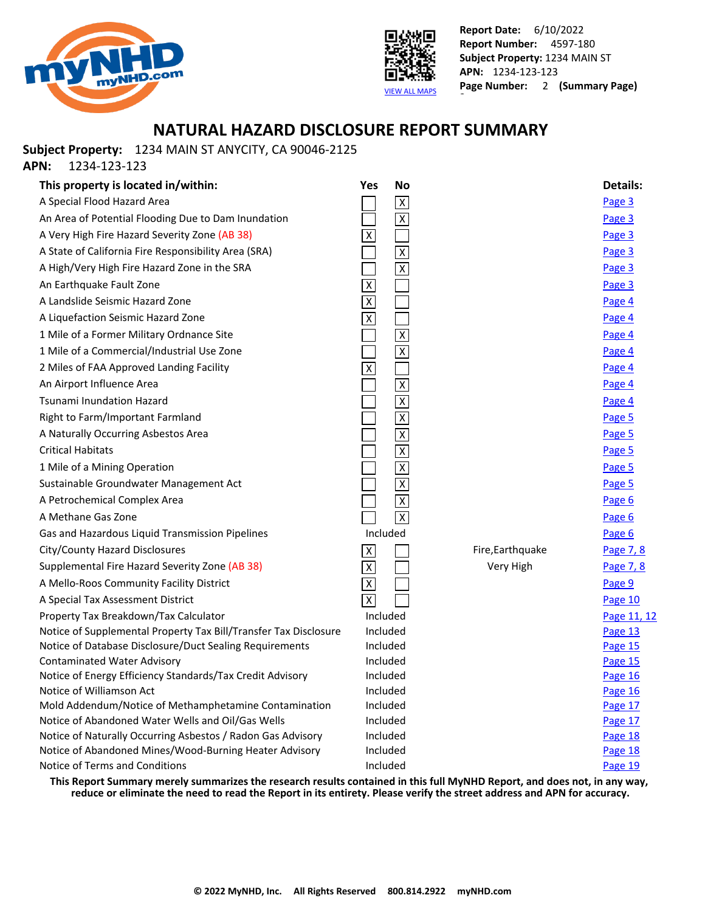Report Date: 6/10/2022
Report Number: 4597-180
Subject Property: 1234 MAIN ST
APN: 1234-123-123
Page Number: 2 (Summary Page)

VIEW ALL MAPS

# NATURAL HAZARD DISCLOSURE REPORT SUMMARY

**Subject Property:** 1234 MAIN ST ANYCITY, CA 90046-2125
**APN:** 1234-123-123

| This property is located in/within: | Yes | No | | Details: |
|---|---|---|---|---|
| A Special Flood Hazard Area | | X | | Page 3 |
| An Area of Potential Flooding Due to Dam Inundation | | X | | Page 3 |
| A Very High Fire Hazard Severity Zone (AB 38) | X | | | Page 3 |
| A State of California Fire Responsibility Area (SRA) | | X | | Page 3 |
| A High/Very High Fire Hazard Zone in the SRA | | X | | Page 3 |
| An Earthquake Fault Zone | X | | | Page 3 |
| A Landslide Seismic Hazard Zone | X | | | Page 4 |
| A Liquefaction Seismic Hazard Zone | X | | | Page 4 |
| 1 Mile of a Former Military Ordnance Site | | X | | Page 4 |
| 1 Mile of a Commercial/Industrial Use Zone | | X | | Page 4 |
| 2 Miles of FAA Approved Landing Facility | X | | | Page 4 |
| An Airport Influence Area | | X | | Page 4 |
| Tsunami Inundation Hazard | | X | | Page 4 |
| Right to Farm/Important Farmland | | X | | Page 5 |
| A Naturally Occurring Asbestos Area | | X | | Page 5 |
| Critical Habitats | | X | | Page 5 |
| 1 Mile of a Mining Operation | | X | | Page 5 |
| Sustainable Groundwater Management Act | | X | | Page 5 |
| A Petrochemical Complex Area | | X | | Page 6 |
| A Methane Gas Zone | | X | | Page 6 |
| Gas and Hazardous Liquid Transmission Pipelines | Included | | | Page 6 |
| City/County Hazard Disclosures | X | | Fire,Earthquake | Page 7, 8 |
| Supplemental Fire Hazard Severity Zone (AB 38) | X | | Very High | Page 7, 8 |
| A Mello-Roos Community Facility District | X | | | Page 9 |
| A Special Tax Assessment District | X | | | Page 10 |
| Property Tax Breakdown/Tax Calculator | Included | | | Page 11, 12 |
| Notice of Supplemental Property Tax Bill/Transfer Tax Disclosure | Included | | | Page 13 |
| Notice of Database Disclosure/Duct Sealing Requirements | Included | | | Page 15 |
| Contaminated Water Advisory | Included | | | Page 15 |
| Notice of Energy Efficiency Standards/Tax Credit Advisory | Included | | | Page 16 |
| Notice of Williamson Act | Included | | | Page 16 |
| Mold Addendum/Notice of Methamphetamine Contamination | Included | | | Page 17 |
| Notice of Abandoned Water Wells and Oil/Gas Wells | Included | | | Page 17 |
| Notice of Naturally Occurring Asbestos / Radon Gas Advisory | Included | | | Page 18 |
| Notice of Abandoned Mines/Wood-Burning Heater Advisory | Included | | | Page 18 |
| Notice of Terms and Conditions | Included | | | Page 19 |

**This Report Summary merely summarizes the research results contained in this full MyNHD Report, and does not, in any way, reduce or eliminate the need to read the Report in its entirety. Please verify the street address and APN for accuracy.**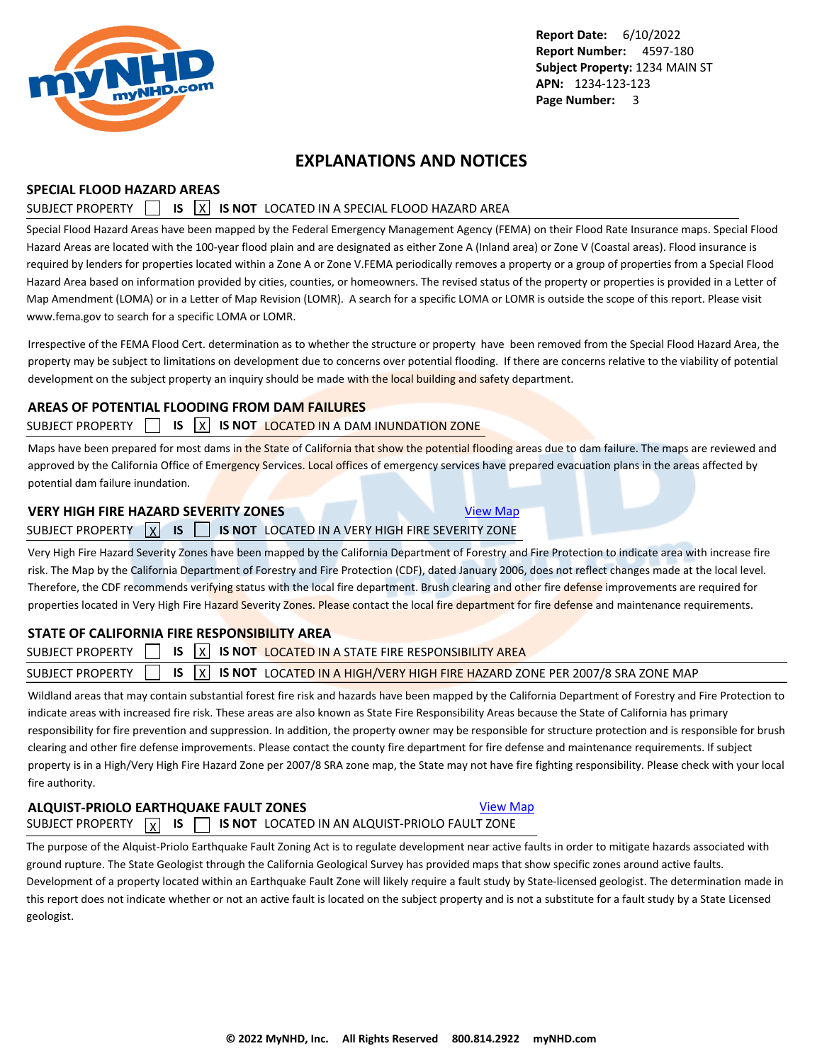Report Date: 6/10/2022
Report Number: 4597-180
Subject Property: 1234 MAIN ST
APN: 1234-123-123

# EXPLANATIONS AND NOTICES

## SPECIAL FLOOD HAZARD AREAS

SUBJECT PROPERTY [ ] **IS** [X] **IS NOT** LOCATED IN A SPECIAL FLOOD HAZARD AREA

Special Flood Hazard Areas have been mapped by the Federal Emergency Management Agency (FEMA) on their Flood Rate Insurance maps. Special Flood Hazard Areas are located with the 100-year flood plain and are designated as either Zone A (Inland area) or Zone V (Coastal areas). Flood insurance is required by lenders for properties located within a Zone A or Zone V.FEMA periodically removes a property or a group of properties from a Special Flood Hazard Area based on information provided by cities, counties, or homeowners. The revised status of the property or properties is provided in a Letter of Map Amendment (LOMA) or in a Letter of Map Revision (LOMR). A search for a specific LOMA or LOMR is outside the scope of this report. Please visit www.fema.gov to search for a specific LOMA or LOMR.

Irrespective of the FEMA Flood Cert. determination as to whether the structure or property have been removed from the Special Flood Hazard Area, the property may be subject to limitations on development due to concerns over potential flooding. If there are concerns relative to the viability of potential development on the subject property an inquiry should be made with the local building and safety department.

## AREAS OF POTENTIAL FLOODING FROM DAM FAILURES

SUBJECT PROPERTY [ ] **IS** [X] **IS NOT** LOCATED IN A DAM INUNDATION ZONE

Maps have been prepared for most dams in the State of California that show the potential flooding areas due to dam failure. The maps are reviewed and approved by the California Office of Emergency Services. Local offices of emergency services have prepared evacuation plans in the areas affected by potential dam failure inundation.

## VERY HIGH FIRE HAZARD SEVERITY ZONES

View Map

SUBJECT PROPERTY [X] **IS** [ ] **IS NOT** LOCATED IN A VERY HIGH FIRE SEVERITY ZONE

Very High Fire Hazard Severity Zones have been mapped by the California Department of Forestry and Fire Protection to indicate area with increase fire risk. The Map by the California Department of Forestry and Fire Protection (CDF), dated January 2006, does not reflect changes made at the local level. Therefore, the CDF recommends verifying status with the local fire department. Brush clearing and other fire defense improvements are required for properties located in Very High Fire Hazard Severity Zones. Please contact the local fire department for fire defense and maintenance requirements.

## STATE OF CALIFORNIA FIRE RESPONSIBILITY AREA

SUBJECT PROPERTY [ ] **IS** [X] **IS NOT** LOCATED IN A STATE FIRE RESPONSIBILITY AREA

SUBJECT PROPERTY [ ] **IS** [X] **IS NOT** LOCATED IN A HIGH/VERY HIGH FIRE HAZARD ZONE PER 2007/8 SRA ZONE MAP

Wildland areas that may contain substantial forest fire risk and hazards have been mapped by the California Department of Forestry and Fire Protection to indicate areas with increased fire risk. These areas are also known as State Fire Responsibility Areas because the State of California has primary responsibility for fire prevention and suppression. In addition, the property owner may be responsible for structure protection and is responsible for brush clearing and other fire defense improvements. Please contact the county fire department for fire defense and maintenance requirements. If subject property is in a High/Very High Fire Hazard Zone per 2007/8 SRA zone map, the State may not have fire fighting responsibility. Please check with your local fire authority.

## ALQUIST-PRIOLO EARTHQUAKE FAULT ZONES

View Map

SUBJECT PROPERTY [X] **IS** [ ] **IS NOT** LOCATED IN AN ALQUIST-PRIOLO FAULT ZONE

The purpose of the Alquist-Priolo Earthquake Fault Zoning Act is to regulate development near active faults in order to mitigate hazards associated with ground rupture. The State Geologist through the California Geological Survey has provided maps that show specific zones around active faults. Development of a property located within an Earthquake Fault Zone will likely require a fault study by State-licensed geologist. The determination made in this report does not indicate whether or not an active fault is located on the subject property and is not a substitute for a fault study by a State Licensed geologist.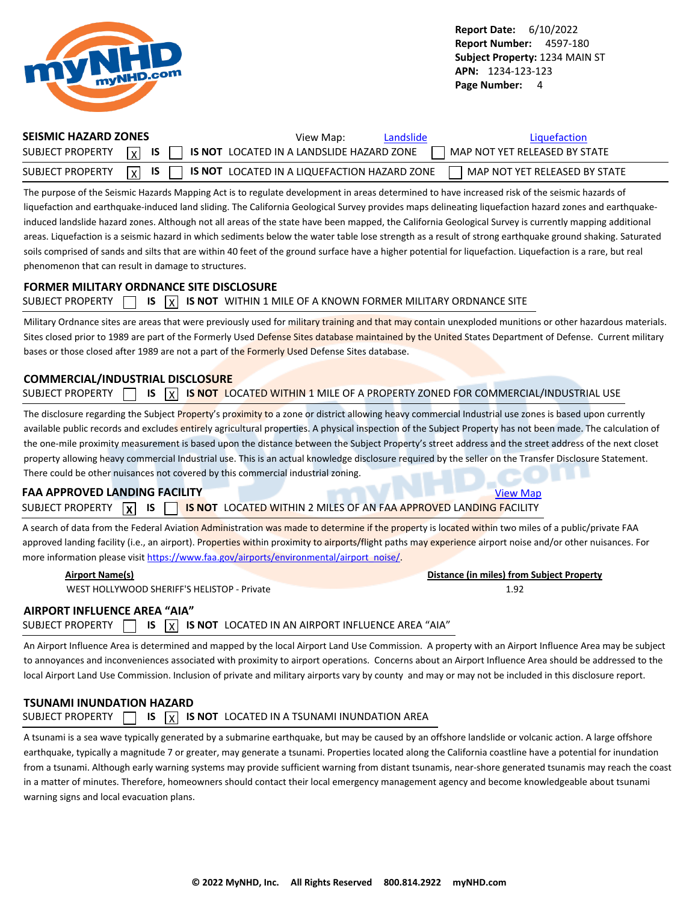**Report Date:** 6/10/2022
**Report Number:** 4597-180
**Subject Property:** 1234 MAIN ST
**APN:** 1234-123-123

## SEISMIC HAZARD ZONES

View Map: Landslide Liquefaction

SUBJECT PROPERTY [X] IS [ ] IS NOT LOCATED IN A LANDSLIDE HAZARD ZONE [ ] MAP NOT YET RELEASED BY STATE

SUBJECT PROPERTY [X] IS [ ] IS NOT LOCATED IN A LIQUEFACTION HAZARD ZONE [ ] MAP NOT YET RELEASED BY STATE

The purpose of the Seismic Hazards Mapping Act is to regulate development in areas determined to have increased risk of the seismic hazards of liquefaction and earthquake-induced land sliding. The California Geological Survey provides maps delineating liquefaction hazard zones and earthquake-induced landslide hazard zones. Although not all areas of the state have been mapped, the California Geological Survey is currently mapping additional areas. Liquefaction is a seismic hazard in which sediments below the water table lose strength as a result of strong earthquake ground shaking. Saturated soils comprised of sands and silts that are within 40 feet of the ground surface have a higher potential for liquefaction. Liquefaction is a rare, but real phenomenon that can result in damage to structures.

## FORMER MILITARY ORDNANCE SITE DISCLOSURE

SUBJECT PROPERTY [ ] IS [X] IS NOT WITHIN 1 MILE OF A KNOWN FORMER MILITARY ORDNANCE SITE

Military Ordnance sites are areas that were previously used for military training and that may contain unexploded munitions or other hazardous materials. Sites closed prior to 1989 are part of the Formerly Used Defense Sites database maintained by the United States Department of Defense. Current military bases or those closed after 1989 are not a part of the Formerly Used Defense Sites database.

## COMMERCIAL/INDUSTRIAL DISCLOSURE

SUBJECT PROPERTY [ ] IS [X] IS NOT LOCATED WITHIN 1 MILE OF A PROPERTY ZONED FOR COMMERCIAL/INDUSTRIAL USE

The disclosure regarding the Subject Property's proximity to a zone or district allowing heavy commercial Industrial use zones is based upon currently available public records and excludes entirely agricultural properties. A physical inspection of the Subject Property has not been made. The calculation of the one-mile proximity measurement is based upon the distance between the Subject Property's street address and the street address of the next closet property allowing heavy commercial Industrial use. This is an actual knowledge disclosure required by the seller on the Transfer Disclosure Statement. There could be other nuisances not covered by this commercial industrial zoning.

## FAA APPROVED LANDING FACILITY

View Map

SUBJECT PROPERTY [X] IS [ ] IS NOT LOCATED WITHIN 2 MILES OF AN FAA APPROVED LANDING FACILITY

A search of data from the Federal Aviation Administration was made to determine if the property is located within two miles of a public/private FAA approved landing facility (i.e., an airport). Properties within proximity to airports/flight paths may experience airport noise and/or other nuisances. For more information please visit https://www.faa.gov/airports/environmental/airport_noise/.

| Airport Name(s) | Distance (in miles) from Subject Property |
|---|---|
| WEST HOLLYWOOD SHERIFF'S HELISTOP - Private | 1.92 |

## AIRPORT INFLUENCE AREA "AIA"

SUBJECT PROPERTY [ ] IS [X] IS NOT LOCATED IN AN AIRPORT INFLUENCE AREA "AIA"

An Airport Influence Area is determined and mapped by the local Airport Land Use Commission. A property with an Airport Influence Area may be subject to annoyances and inconveniences associated with proximity to airport operations. Concerns about an Airport Influence Area should be addressed to the local Airport Land Use Commission. Inclusion of private and military airports vary by county and may or may not be included in this disclosure report.

## TSUNAMI INUNDATION HAZARD

SUBJECT PROPERTY [ ] IS [X] IS NOT LOCATED IN A TSUNAMI INUNDATION AREA

A tsunami is a sea wave typically generated by a submarine earthquake, but may be caused by an offshore landslide or volcanic action. A large offshore earthquake, typically a magnitude 7 or greater, may generate a tsunami. Properties located along the California coastline have a potential for inundation from a tsunami. Although early warning systems may provide sufficient warning from distant tsunamis, near-shore generated tsunamis may reach the coast in a matter of minutes. Therefore, homeowners should contact their local emergency management agency and become knowledgeable about tsunami warning signs and local evacuation plans.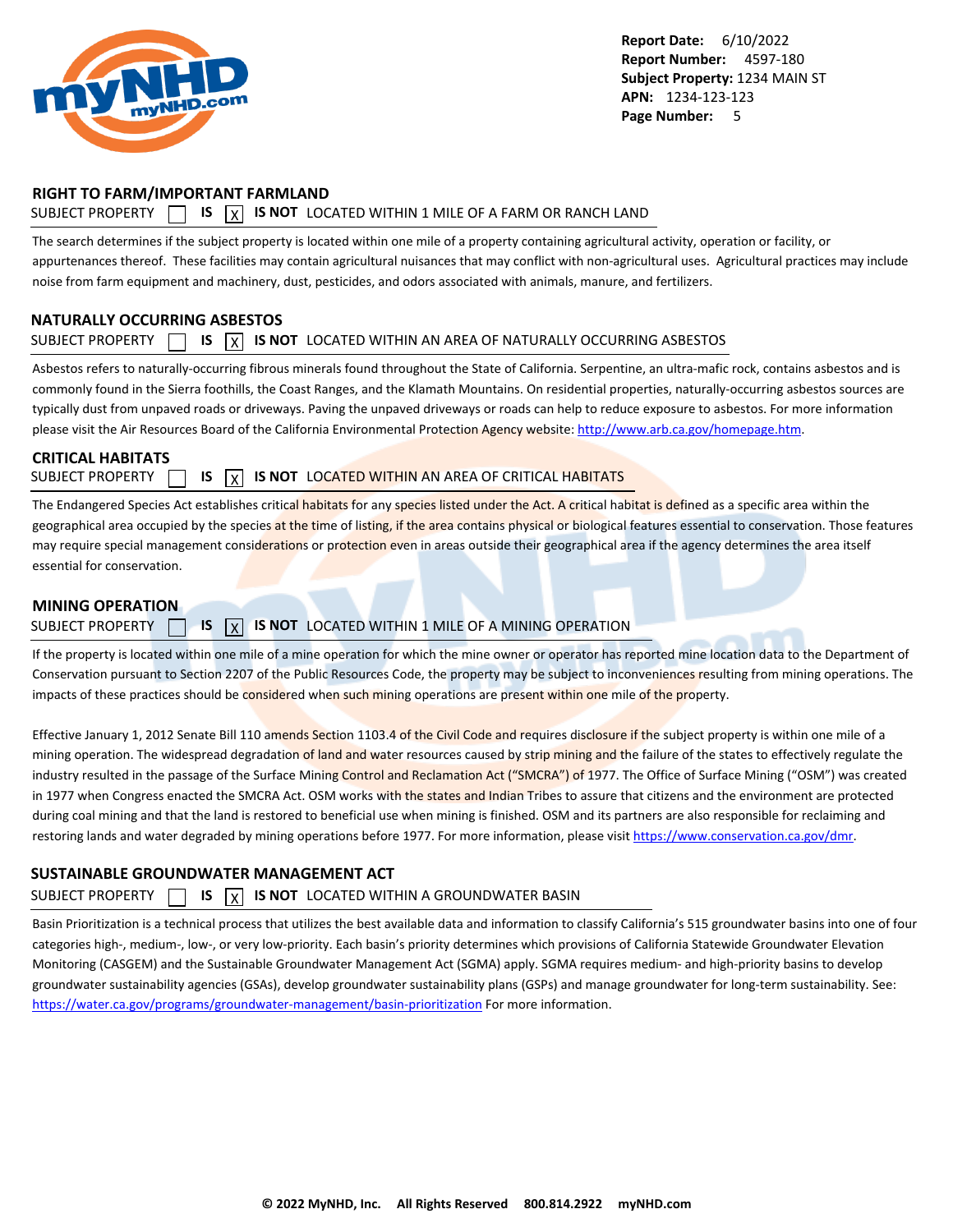## RIGHT TO FARM/IMPORTANT FARMLAND

SUBJECT PROPERTY ☐ **IS** ☒ **IS NOT** LOCATED WITHIN 1 MILE OF A FARM OR RANCH LAND

The search determines if the subject property is located within one mile of a property containing agricultural activity, operation or facility, or appurtenances thereof. These facilities may contain agricultural nuisances that may conflict with non-agricultural uses. Agricultural practices may include noise from farm equipment and machinery, dust, pesticides, and odors associated with animals, manure, and fertilizers.

## NATURALLY OCCURRING ASBESTOS

SUBJECT PROPERTY ☐ **IS** ☒ **IS NOT** LOCATED WITHIN AN AREA OF NATURALLY OCCURRING ASBESTOS

Asbestos refers to naturally-occurring fibrous minerals found throughout the State of California. Serpentine, an ultra-mafic rock, contains asbestos and is commonly found in the Sierra foothills, the Coast Ranges, and the Klamath Mountains. On residential properties, naturally-occurring asbestos sources are typically dust from unpaved roads or driveways. Paving the unpaved driveways or roads can help to reduce exposure to asbestos. For more information please visit the Air Resources Board of the California Environmental Protection Agency website: http://www.arb.ca.gov/homepage.htm.

## CRITICAL HABITATS

SUBJECT PROPERTY ☐ **IS** ☒ **IS NOT** LOCATED WITHIN AN AREA OF CRITICAL HABITATS

The Endangered Species Act establishes critical habitats for any species listed under the Act. A critical habitat is defined as a specific area within the geographical area occupied by the species at the time of listing, if the area contains physical or biological features essential to conservation. Those features may require special management considerations or protection even in areas outside their geographical area if the agency determines the area itself essential for conservation.

## MINING OPERATION

SUBJECT PROPERTY ☐ **IS** ☒ **IS NOT** LOCATED WITHIN 1 MILE OF A MINING OPERATION

If the property is located within one mile of a mine operation for which the mine owner or operator has reported mine location data to the Department of Conservation pursuant to Section 2207 of the Public Resources Code, the property may be subject to inconveniences resulting from mining operations. The impacts of these practices should be considered when such mining operations are present within one mile of the property.

Effective January 1, 2012 Senate Bill 110 amends Section 1103.4 of the Civil Code and requires disclosure if the subject property is within one mile of a mining operation. The widespread degradation of land and water resources caused by strip mining and the failure of the states to effectively regulate the industry resulted in the passage of the Surface Mining Control and Reclamation Act ("SMCRA") of 1977. The Office of Surface Mining ("OSM") was created in 1977 when Congress enacted the SMCRA Act. OSM works with the states and Indian Tribes to assure that citizens and the environment are protected during coal mining and that the land is restored to beneficial use when mining is finished. OSM and its partners are also responsible for reclaiming and restoring lands and water degraded by mining operations before 1977. For more information, please visit https://www.conservation.ca.gov/dmr.

## SUSTAINABLE GROUNDWATER MANAGEMENT ACT

SUBJECT PROPERTY ☐ **IS** ☒ **IS NOT** LOCATED WITHIN A GROUNDWATER BASIN

Basin Prioritization is a technical process that utilizes the best available data and information to classify California's 515 groundwater basins into one of four categories high-, medium-, low-, or very low-priority. Each basin's priority determines which provisions of California Statewide Groundwater Elevation Monitoring (CASGEM) and the Sustainable Groundwater Management Act (SGMA) apply. SGMA requires medium- and high-priority basins to develop groundwater sustainability agencies (GSAs), develop groundwater sustainability plans (GSPs) and manage groundwater for long-term sustainability. See: https://water.ca.gov/programs/groundwater-management/basin-prioritization For more information.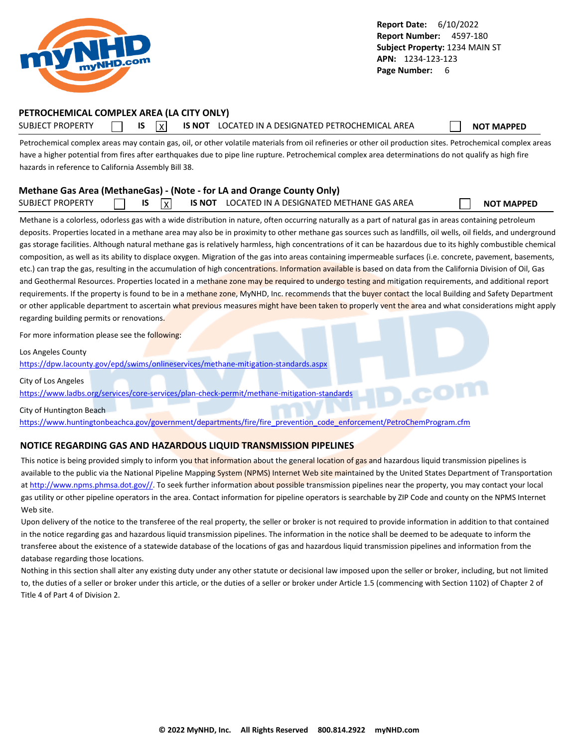## PETROCHEMICAL COMPLEX AREA (LA CITY ONLY)

SUBJECT PROPERTY ☐ **IS** ☒ **IS NOT** LOCATED IN A DESIGNATED PETROCHEMICAL AREA ☐ **NOT MAPPED**

Petrochemical complex areas may contain gas, oil, or other volatile materials from oil refineries or other oil production sites. Petrochemical complex areas have a higher potential from fires after earthquakes due to pipe line rupture. Petrochemical complex area determinations do not qualify as high fire hazards in reference to California Assembly Bill 38.

## Methane Gas Area (MethaneGas) - (Note - for LA and Orange County Only)

SUBJECT PROPERTY ☐ **IS** ☒ **IS NOT** LOCATED IN A DESIGNATED METHANE GAS AREA ☐ **NOT MAPPED**

Methane is a colorless, odorless gas with a wide distribution in nature, often occurring naturally as a part of natural gas in areas containing petroleum deposits. Properties located in a methane area may also be in proximity to other methane gas sources such as landfills, oil wells, oil fields, and underground gas storage facilities. Although natural methane gas is relatively harmless, high concentrations of it can be hazardous due to its highly combustible chemical composition, as well as its ability to displace oxygen. Migration of the gas into areas containing impermeable surfaces (i.e. concrete, pavement, basements, etc.) can trap the gas, resulting in the accumulation of high concentrations. Information available is based on data from the California Division of Oil, Gas and Geothermal Resources. Properties located in a methane zone may be required to undergo testing and mitigation requirements, and additional report requirements. If the property is found to be in a methane zone, MyNHD, Inc. recommends that the buyer contact the local Building and Safety Department or other applicable department to ascertain what previous measures might have been taken to properly vent the area and what considerations might apply regarding building permits or renovations.

For more information please see the following:

Los Angeles County
https://dpw.lacounty.gov/epd/swims/onlineservices/methane-mitigation-standards.aspx

City of Los Angeles
https://www.ladbs.org/services/core-services/plan-check-permit/methane-mitigation-standards

City of Huntington Beach
https://www.huntingtonbeachca.gov/government/departments/fire/fire_prevention_code_enforcement/PetroChemProgram.cfm

## NOTICE REGARDING GAS AND HAZARDOUS LIQUID TRANSMISSION PIPELINES

This notice is being provided simply to inform you that information about the general location of gas and hazardous liquid transmission pipelines is available to the public via the National Pipeline Mapping System (NPMS) Internet Web site maintained by the United States Department of Transportation at http://www.npms.phmsa.dot.gov//. To seek further information about possible transmission pipelines near the property, you may contact your local gas utility or other pipeline operators in the area. Contact information for pipeline operators is searchable by ZIP Code and county on the NPMS Internet Web site.

Upon delivery of the notice to the transferee of the real property, the seller or broker is not required to provide information in addition to that contained in the notice regarding gas and hazardous liquid transmission pipelines. The information in the notice shall be deemed to be adequate to inform the transferee about the existence of a statewide database of the locations of gas and hazardous liquid transmission pipelines and information from the database regarding those locations.

Nothing in this section shall alter any existing duty under any other statute or decisional law imposed upon the seller or broker, including, but not limited to, the duties of a seller or broker under this article, or the duties of a seller or broker under Article 1.5 (commencing with Section 1102) of Chapter 2 of Title 4 of Part 4 of Division 2.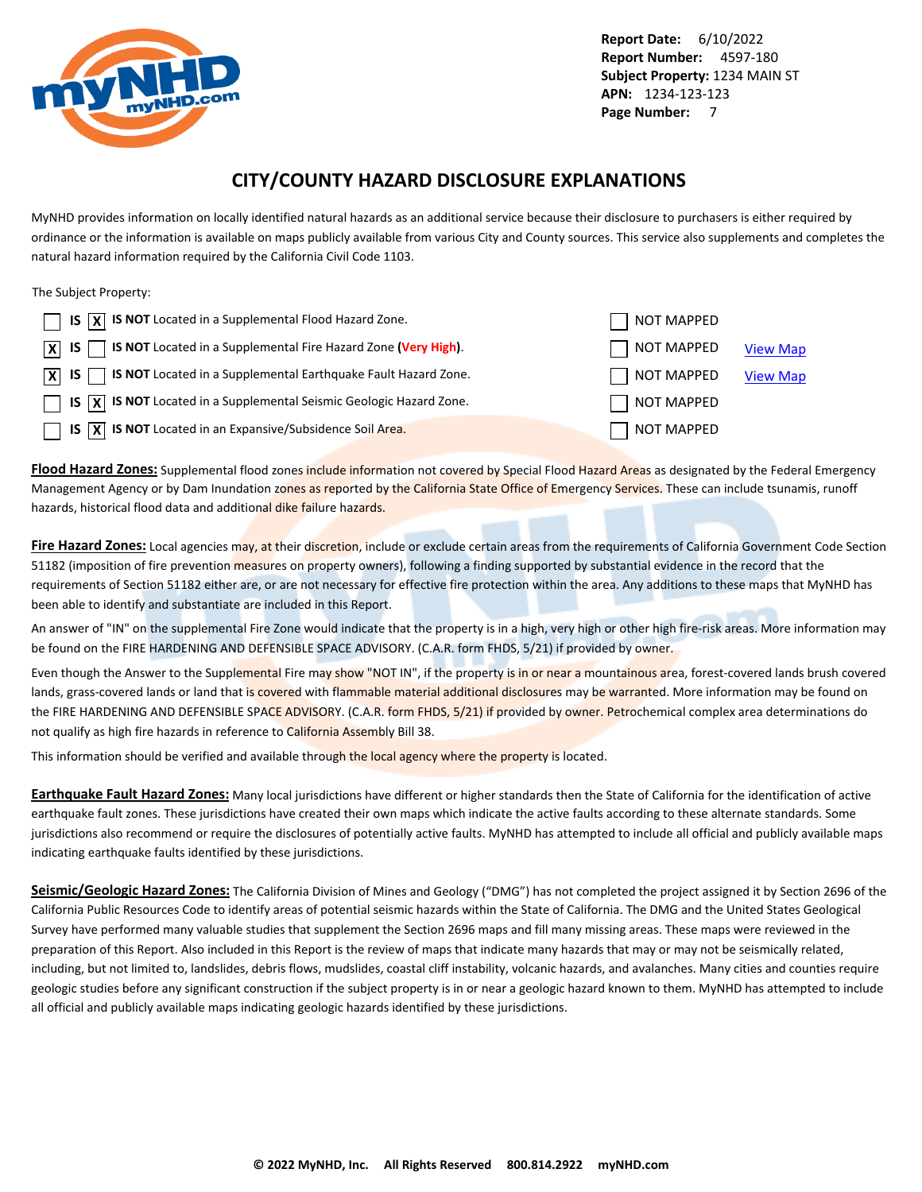Report Date: 6/10/2022
Report Number: 4597-180
Subject Property: 1234 MAIN ST
APN: 1234-123-123
Page Number: 7

# CITY/COUNTY HAZARD DISCLOSURE EXPLANATIONS

MyNHD provides information on locally identified natural hazards as an additional service because their disclosure to purchasers is either required by ordinance or the information is available on maps publicly available from various City and County sources. This service also supplements and completes the natural hazard information required by the California Civil Code 1103.

The Subject Property:

| IS | IS NOT | | NOT MAPPED | |
|---|---|---|---|---|
| ☐ | ☒ | **IS NOT** Located in a Supplemental Flood Hazard Zone. | ☐ NOT MAPPED | |
| ☒ | ☐ | **IS NOT** Located in a Supplemental Fire Hazard Zone (**Very High**). | ☐ NOT MAPPED | View Map |
| ☒ | ☐ | **IS NOT** Located in a Supplemental Earthquake Fault Hazard Zone. | ☐ NOT MAPPED | View Map |
| ☐ | ☒ | **IS NOT** Located in a Supplemental Seismic Geologic Hazard Zone. | ☐ NOT MAPPED | |
| ☐ | ☒ | **IS NOT** Located in an Expansive/Subsidence Soil Area. | ☐ NOT MAPPED | |

**Flood Hazard Zones:** Supplemental flood zones include information not covered by Special Flood Hazard Areas as designated by the Federal Emergency Management Agency or by Dam Inundation zones as reported by the California State Office of Emergency Services. These can include tsunamis, runoff hazards, historical flood data and additional dike failure hazards.

**Fire Hazard Zones:** Local agencies may, at their discretion, include or exclude certain areas from the requirements of California Government Code Section 51182 (imposition of fire prevention measures on property owners), following a finding supported by substantial evidence in the record that the requirements of Section 51182 either are, or are not necessary for effective fire protection within the area. Any additions to these maps that MyNHD has been able to identify and substantiate are included in this Report.

An answer of "IN" on the supplemental Fire Zone would indicate that the property is in a high, very high or other high fire-risk areas. More information may be found on the FIRE HARDENING AND DEFENSIBLE SPACE ADVISORY. (C.A.R. form FHDS, 5/21) if provided by owner.

Even though the Answer to the Supplemental Fire may show "NOT IN", if the property is in or near a mountainous area, forest-covered lands brush covered lands, grass-covered lands or land that is covered with flammable material additional disclosures may be warranted. More information may be found on the FIRE HARDENING AND DEFENSIBLE SPACE ADVISORY. (C.A.R. form FHDS, 5/21) if provided by owner. Petrochemical complex area determinations do not qualify as high fire hazards in reference to California Assembly Bill 38.

This information should be verified and available through the local agency where the property is located.

**Earthquake Fault Hazard Zones:** Many local jurisdictions have different or higher standards then the State of California for the identification of active earthquake fault zones. These jurisdictions have created their own maps which indicate the active faults according to these alternate standards. Some jurisdictions also recommend or require the disclosures of potentially active faults. MyNHD has attempted to include all official and publicly available maps indicating earthquake faults identified by these jurisdictions.

**Seismic/Geologic Hazard Zones:** The California Division of Mines and Geology ("DMG") has not completed the project assigned it by Section 2696 of the California Public Resources Code to identify areas of potential seismic hazards within the State of California. The DMG and the United States Geological Survey have performed many valuable studies that supplement the Section 2696 maps and fill many missing areas. These maps were reviewed in the preparation of this Report. Also included in this Report is the review of maps that indicate many hazards that may or may not be seismically related, including, but not limited to, landslides, debris flows, mudslides, coastal cliff instability, volcanic hazards, and avalanches. Many cities and counties require geologic studies before any significant construction if the subject property is in or near a geologic hazard known to them. MyNHD has attempted to include all official and publicly available maps indicating geologic hazards identified by these jurisdictions.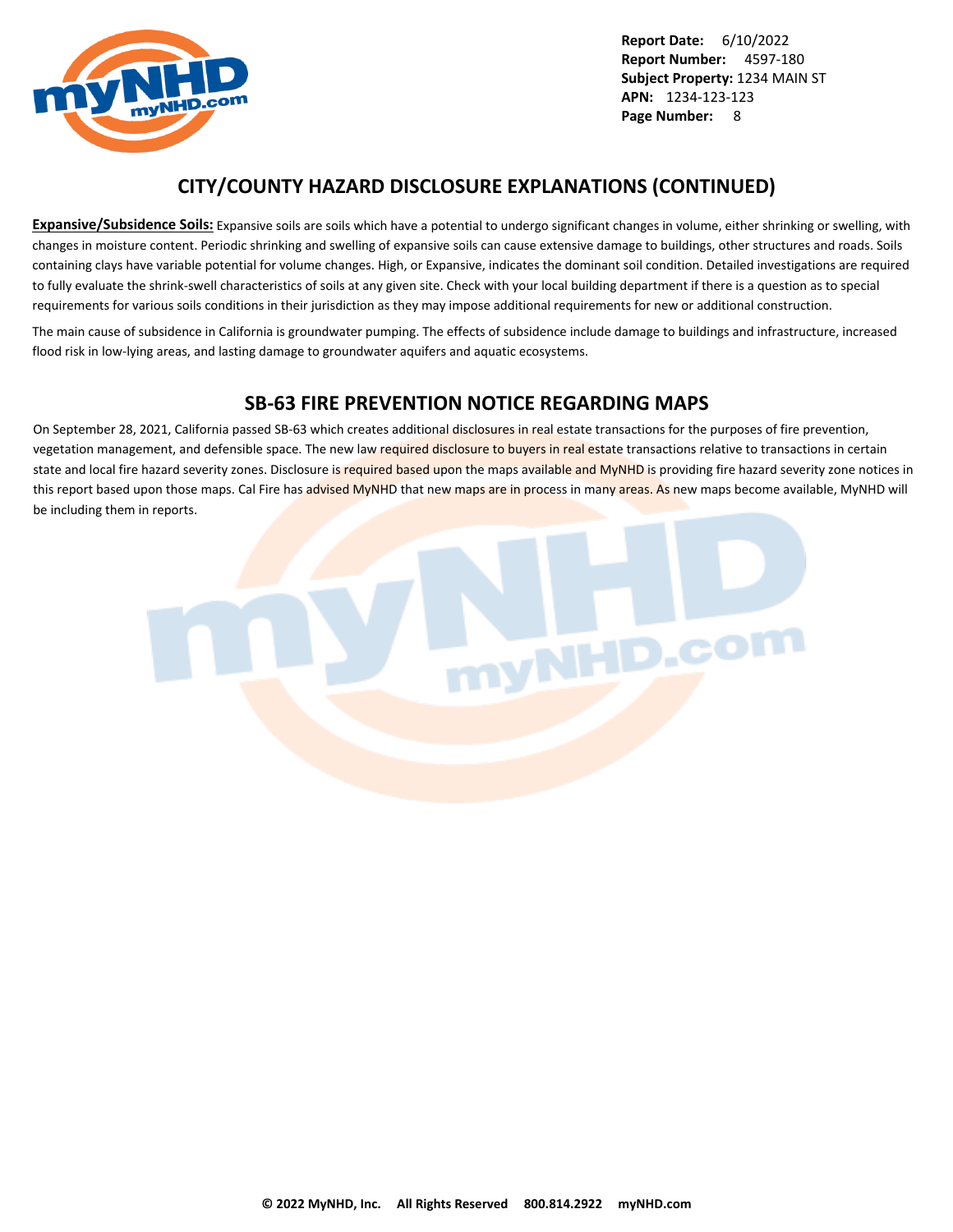## CITY/COUNTY HAZARD DISCLOSURE EXPLANATIONS (CONTINUED)

**Expansive/Subsidence Soils:** Expansive soils are soils which have a potential to undergo significant changes in volume, either shrinking or swelling, with changes in moisture content. Periodic shrinking and swelling of expansive soils can cause extensive damage to buildings, other structures and roads. Soils containing clays have variable potential for volume changes. High, or Expansive, indicates the dominant soil condition. Detailed investigations are required to fully evaluate the shrink-swell characteristics of soils at any given site. Check with your local building department if there is a question as to special requirements for various soils conditions in their jurisdiction as they may impose additional requirements for new or additional construction.

The main cause of subsidence in California is groundwater pumping. The effects of subsidence include damage to buildings and infrastructure, increased flood risk in low-lying areas, and lasting damage to groundwater aquifers and aquatic ecosystems.

## SB-63 FIRE PREVENTION NOTICE REGARDING MAPS

On September 28, 2021, California passed SB-63 which creates additional disclosures in real estate transactions for the purposes of fire prevention, vegetation management, and defensible space. The new law required disclosure to buyers in real estate transactions relative to transactions in certain state and local fire hazard severity zones. Disclosure is required based upon the maps available and MyNHD is providing fire hazard severity zone notices in this report based upon those maps. Cal Fire has advised MyNHD that new maps are in process in many areas. As new maps become available, MyNHD will be including them in reports.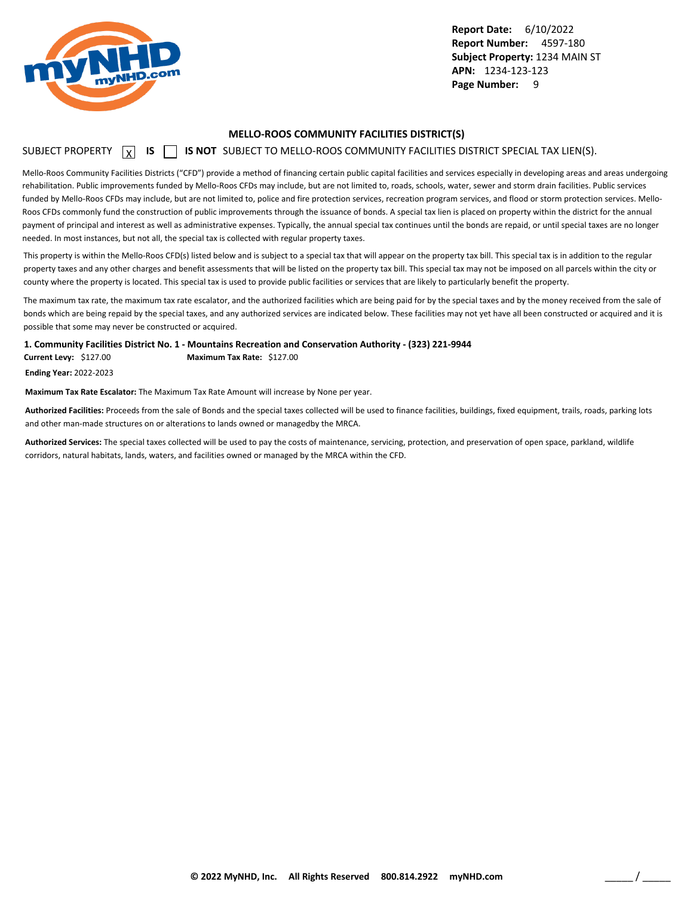**Report Date:** 6/10/2022
**Report Number:** 4597-180
**Subject Property:** 1234 MAIN ST
**APN:** 1234-123-123
**Page Number:** 9

## MELLO-ROOS COMMUNITY FACILITIES DISTRICT(S)

SUBJECT PROPERTY [X] **IS** [ ] **IS NOT** SUBJECT TO MELLO-ROOS COMMUNITY FACILITIES DISTRICT SPECIAL TAX LIEN(S).

Mello-Roos Community Facilities Districts ("CFD") provide a method of financing certain public capital facilities and services especially in developing areas and areas undergoing rehabilitation. Public improvements funded by Mello-Roos CFDs may include, but are not limited to, roads, schools, water, sewer and storm drain facilities. Public services funded by Mello-Roos CFDs may include, but are not limited to, police and fire protection services, recreation program services, and flood or storm protection services. Mello-Roos CFDs commonly fund the construction of public improvements through the issuance of bonds. A special tax lien is placed on property within the district for the annual payment of principal and interest as well as administrative expenses. Typically, the annual special tax continues until the bonds are repaid, or until special taxes are no longer needed. In most instances, but not all, the special tax is collected with regular property taxes.

This property is within the Mello-Roos CFD(s) listed below and is subject to a special tax that will appear on the property tax bill. This special tax is in addition to the regular property taxes and any other charges and benefit assessments that will be listed on the property tax bill. This special tax may not be imposed on all parcels within the city or county where the property is located. This special tax is used to provide public facilities or services that are likely to particularly benefit the property.

The maximum tax rate, the maximum tax rate escalator, and the authorized facilities which are being paid for by the special taxes and by the money received from the sale of bonds which are being repaid by the special taxes, and any authorized services are indicated below. These facilities may not yet have all been constructed or acquired and it is possible that some may never be constructed or acquired.

**1. Community Facilities District No. 1 - Mountains Recreation and Conservation Authority - (323) 221-9944**

**Current Levy:** $127.00 **Maximum Tax Rate:** $127.00

**Ending Year:** 2022-2023

**Maximum Tax Rate Escalator:** The Maximum Tax Rate Amount will increase by None per year.

**Authorized Facilities:** Proceeds from the sale of Bonds and the special taxes collected will be used to finance facilities, buildings, fixed equipment, trails, roads, parking lots and other man-made structures on or alterations to lands owned or managedby the MRCA.

**Authorized Services:** The special taxes collected will be used to pay the costs of maintenance, servicing, protection, and preservation of open space, parkland, wildlife corridors, natural habitats, lands, waters, and facilities owned or managed by the MRCA within the CFD.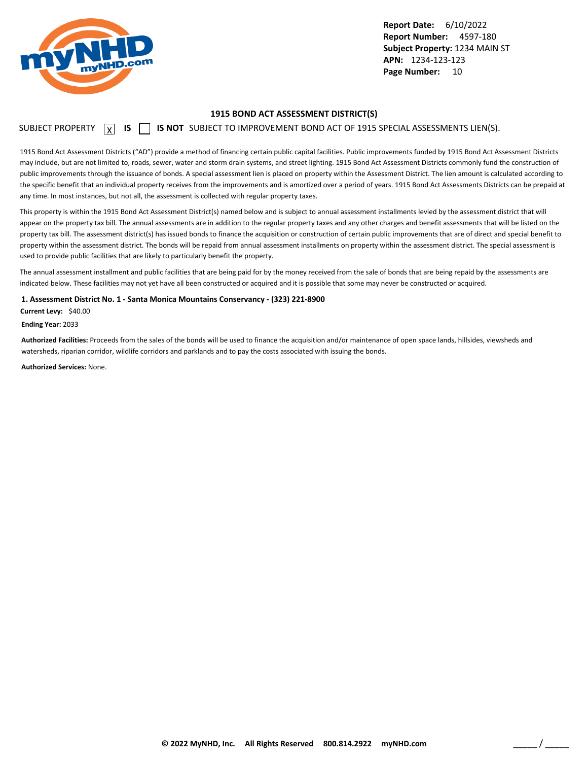**Report Date:** 6/10/2022
**Report Number:** 4597-180
**Subject Property:** 1234 MAIN ST
**APN:** 1234-123-123
**Page Number:** 10

## 1915 BOND ACT ASSESSMENT DISTRICT(S)

SUBJECT PROPERTY [X] **IS** [ ] **IS NOT** SUBJECT TO IMPROVEMENT BOND ACT OF 1915 SPECIAL ASSESSMENTS LIEN(S).

1915 Bond Act Assessment Districts ("AD") provide a method of financing certain public capital facilities. Public improvements funded by 1915 Bond Act Assessment Districts may include, but are not limited to, roads, sewer, water and storm drain systems, and street lighting. 1915 Bond Act Assessment Districts commonly fund the construction of public improvements through the issuance of bonds. A special assessment lien is placed on property within the Assessment District. The lien amount is calculated according to the specific benefit that an individual property receives from the improvements and is amortized over a period of years. 1915 Bond Act Assessments Districts can be prepaid at any time. In most instances, but not all, the assessment is collected with regular property taxes.

This property is within the 1915 Bond Act Assessment District(s) named below and is subject to annual assessment installments levied by the assessment district that will appear on the property tax bill. The annual assessments are in addition to the regular property taxes and any other charges and benefit assessments that will be listed on the property tax bill. The assessment district(s) has issued bonds to finance the acquisition or construction of certain public improvements that are of direct and special benefit to property within the assessment district. The bonds will be repaid from annual assessment installments on property within the assessment district. The special assessment is used to provide public facilities that are likely to particularly benefit the property.

The annual assessment installment and public facilities that are being paid for by the money received from the sale of bonds that are being repaid by the assessments are indicated below. These facilities may not yet have all been constructed or acquired and it is possible that some may never be constructed or acquired.

**1. Assessment District No. 1 - Santa Monica Mountains Conservancy - (323) 221-8900**

**Current Levy:** $40.00

**Ending Year:** 2033

**Authorized Facilities:** Proceeds from the sales of the bonds will be used to finance the acquisition and/or maintenance of open space lands, hillsides, viewsheds and watersheds, riparian corridor, wildlife corridors and parklands and to pay the costs associated with issuing the bonds.

**Authorized Services:** None.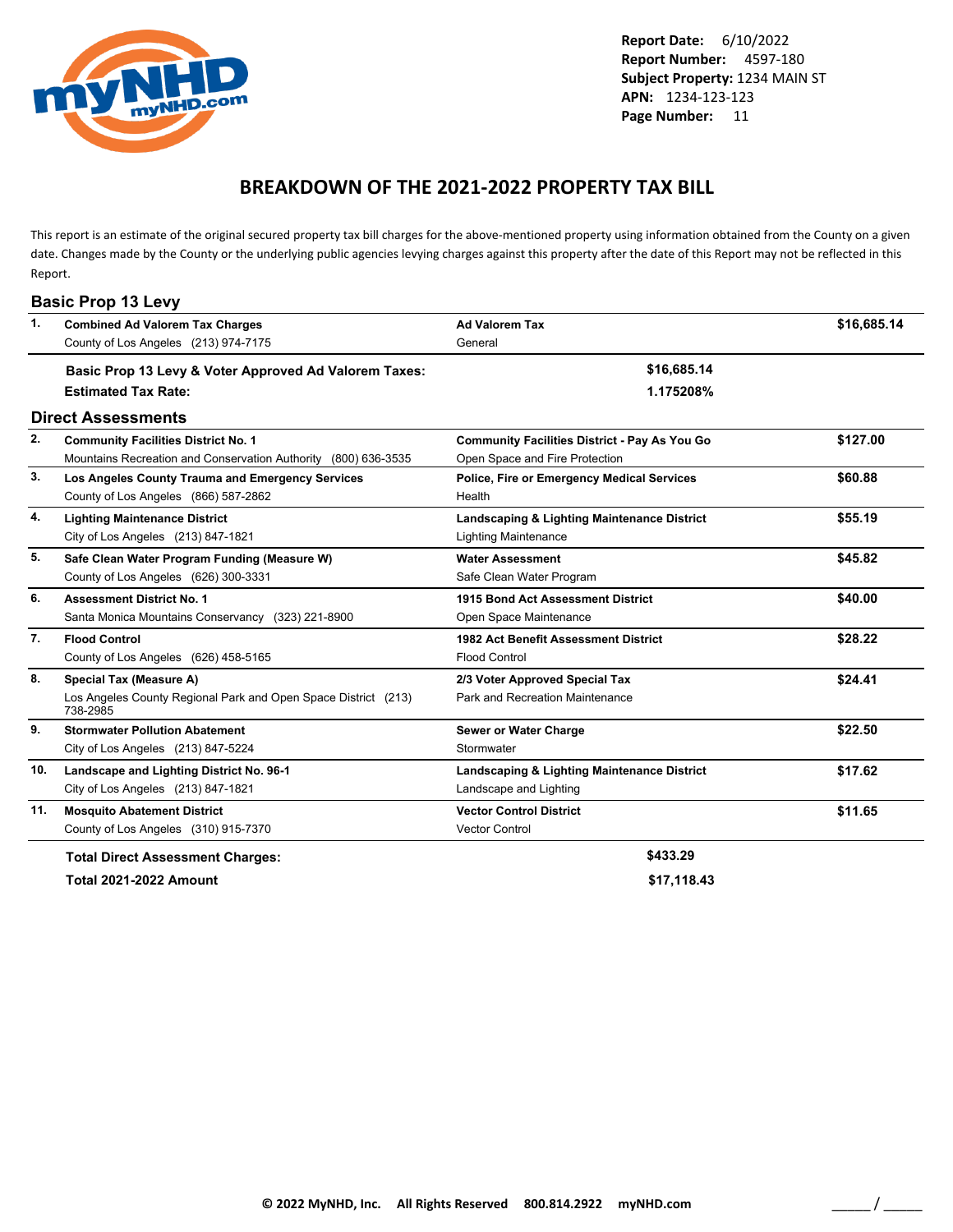**Report Date:** 6/10/2022
**Report Number:** 4597-180
**Subject Property:** 1234 MAIN ST
**APN:** 1234-123-123
**Page Number:** 11

# BREAKDOWN OF THE 2021-2022 PROPERTY TAX BILL

This report is an estimate of the original secured property tax bill charges for the above-mentioned property using information obtained from the County on a given date. Changes made by the County or the underlying public agencies levying charges against this property after the date of this Report may not be reflected in this Report.

## Basic Prop 13 Levy

| # | Charge | Type | Amount |
|---|---|---|---|
| 1. | **Combined Ad Valorem Tax Charges**<br>County of Los Angeles (213) 974-7175 | **Ad Valorem Tax**<br>General | **$16,685.14** |

**Basic Prop 13 Levy & Voter Approved Ad Valorem Taxes:** **$16,685.14**
**Estimated Tax Rate:** **1.175208%**

## Direct Assessments

| # | Charge | Type | Amount |
|---|---|---|---|
| 2. | **Community Facilities District No. 1**<br>Mountains Recreation and Conservation Authority (800) 636-3535 | **Community Facilities District - Pay As You Go**<br>Open Space and Fire Protection | **$127.00** |
| 3. | **Los Angeles County Trauma and Emergency Services**<br>County of Los Angeles (866) 587-2862 | **Police, Fire or Emergency Medical Services**<br>Health | **$60.88** |
| 4. | **Lighting Maintenance District**<br>City of Los Angeles (213) 847-1821 | **Landscaping & Lighting Maintenance District**<br>Lighting Maintenance | **$55.19** |
| 5. | **Safe Clean Water Program Funding (Measure W)**<br>County of Los Angeles (626) 300-3331 | **Water Assessment**<br>Safe Clean Water Program | **$45.82** |
| 6. | **Assessment District No. 1**<br>Santa Monica Mountains Conservancy (323) 221-8900 | **1915 Bond Act Assessment District**<br>Open Space Maintenance | **$40.00** |
| 7. | **Flood Control**<br>County of Los Angeles (626) 458-5165 | **1982 Act Benefit Assessment District**<br>Flood Control | **$28.22** |
| 8. | **Special Tax (Measure A)**<br>Los Angeles County Regional Park and Open Space District (213) 738-2985 | **2/3 Voter Approved Special Tax**<br>Park and Recreation Maintenance | **$24.41** |
| 9. | **Stormwater Pollution Abatement**<br>City of Los Angeles (213) 847-5224 | **Sewer or Water Charge**<br>Stormwater | **$22.50** |
| 10. | **Landscape and Lighting District No. 96-1**<br>City of Los Angeles (213) 847-1821 | **Landscaping & Lighting Maintenance District**<br>Landscape and Lighting | **$17.62** |
| 11. | **Mosquito Abatement District**<br>County of Los Angeles (310) 915-7370 | **Vector Control District**<br>Vector Control | **$11.65** |

**Total Direct Assessment Charges:** **$433.29**
**Total 2021-2022 Amount** **$17,118.43**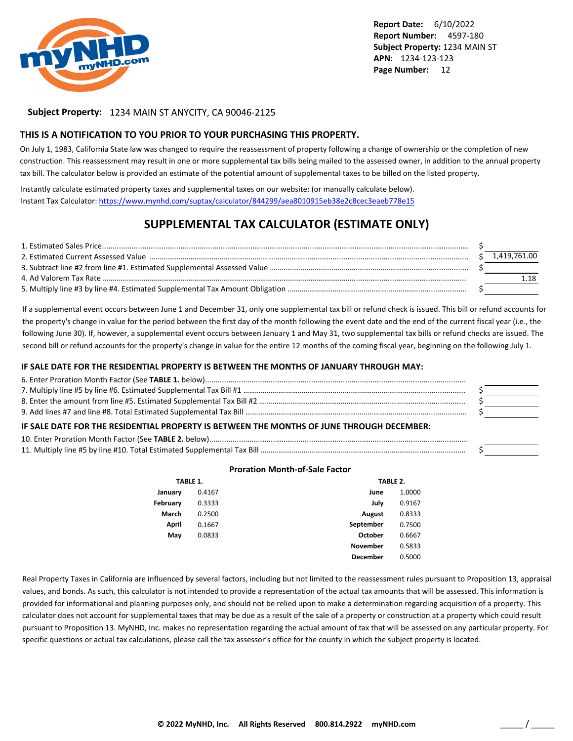**Report Date:** 6/10/2022
**Report Number:** 4597-180
**Subject Property:** 1234 MAIN ST
**APN:** 1234-123-123
**Page Number:** 12

**Subject Property:** 1234 MAIN ST ANYCITY, CA 90046-2125

## THIS IS A NOTIFICATION TO YOU PRIOR TO YOUR PURCHASING THIS PROPERTY.

On July 1, 1983, California State law was changed to require the reassessment of property following a change of ownership or the completion of new construction. This reassessment may result in one or more supplemental tax bills being mailed to the assessed owner, in addition to the annual property tax bill. The calculator below is provided an estimate of the potential amount of supplemental taxes to be billed on the listed property.

Instantly calculate estimated property taxes and supplemental taxes on our website: (or manually calculate below).
Instant Tax Calculator: https://www.mynhd.com/suptax/calculator/844299/aea8010915eb38e2c8cec3eaeb778e15

## SUPPLEMENTAL TAX CALCULATOR (ESTIMATE ONLY)

| | |
|---|---|
| 1. Estimated Sales Price | $ |
| 2. Estimated Current Assessed Value | $ 1,419,761.00 |
| 3. Subtract line #2 from line #1. Estimated Supplemental Assessed Value | $ |
| 4. Ad Valorem Tax Rate | 1.18 |
| 5. Multiply line #3 by line #4. Estimated Supplemental Tax Amount Obligation | $ |

If a supplemental event occurs between June 1 and December 31, only one supplemental tax bill or refund check is issued. This bill or refund accounts for the property's change in value for the period between the first day of the month following the event date and the end of the current fiscal year (i.e., the following June 30). If, however, a supplemental event occurs between January 1 and May 31, two supplemental tax bills or refund checks are issued. The second bill or refund accounts for the property's change in value for the entire 12 months of the coming fiscal year, beginning on the following July 1.

### IF SALE DATE FOR THE RESIDENTIAL PROPERTY IS BETWEEN THE MONTHS OF JANUARY THROUGH MAY:

| | |
|---|---|
| 6. Enter Proration Month Factor (See **TABLE 1.** below) | |
| 7. Multiply line #5 by line #6. Estimated Supplemental Tax Bill #1 | $ |
| 8. Enter the amount from line #5. Estimated Supplemental Tax Bill #2 | $ |
| 9. Add lines #7 and line #8. Total Estimated Supplemental Tax Bill | $ |

### IF SALE DATE FOR THE RESIDENTIAL PROPERTY IS BETWEEN THE MONTHS OF JUNE THROUGH DECEMBER:

| | |
|---|---|
| 10. Enter Proration Month Factor (See **TABLE 2.** below) | |
| 11. Multiply line #5 by line #10. Total Estimated Supplemental Tax Bill | $ |

### Proration Month-of-Sale Factor

**TABLE 1.**

| Month | Factor |
|---|---|
| January | 0.4167 |
| February | 0.3333 |
| March | 0.2500 |
| April | 0.1667 |
| May | 0.0833 |

**TABLE 2.**

| Month | Factor |
|---|---|
| June | 1.0000 |
| July | 0.9167 |
| August | 0.8333 |
| September | 0.7500 |
| October | 0.6667 |
| November | 0.5833 |
| December | 0.5000 |

Real Property Taxes in California are influenced by several factors, including but not limited to the reassessment rules pursuant to Proposition 13, appraisal values, and bonds. As such, this calculator is not intended to provide a representation of the actual tax amounts that will be assessed. This information is provided for informational and planning purposes only, and should not be relied upon to make a determination regarding acquisition of a property. This calculator does not account for supplemental taxes that may be due as a result of the sale of a property or construction at a property which could result pursuant to Proposition 13. MyNHD, Inc. makes no representation regarding the actual amount of tax that will be assessed on any particular property. For specific questions or actual tax calculations, please call the tax assessor's office for the county in which the subject property is located.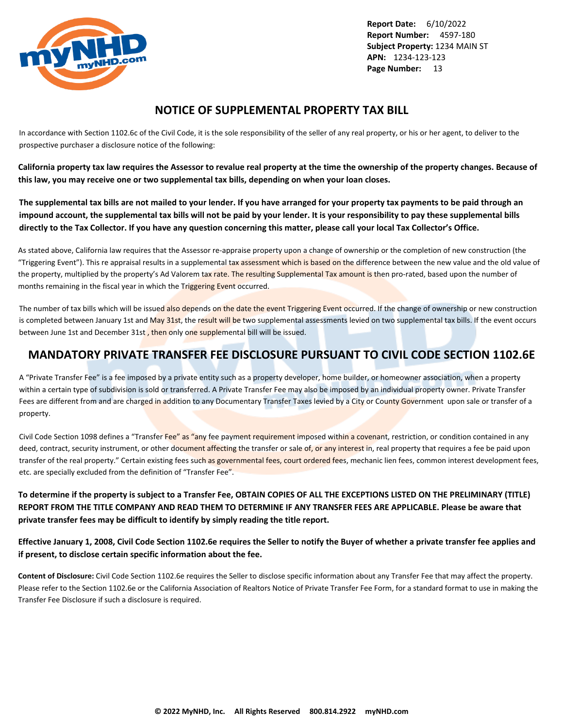## NOTICE OF SUPPLEMENTAL PROPERTY TAX BILL

In accordance with Section 1102.6c of the Civil Code, it is the sole responsibility of the seller of any real property, or his or her agent, to deliver to the prospective purchaser a disclosure notice of the following:

**California property tax law requires the Assessor to revalue real property at the time the ownership of the property changes. Because of this law, you may receive one or two supplemental tax bills, depending on when your loan closes.**

**The supplemental tax bills are not mailed to your lender. If you have arranged for your property tax payments to be paid through an impound account, the supplemental tax bills will not be paid by your lender. It is your responsibility to pay these supplemental bills directly to the Tax Collector. If you have any question concerning this matter, please call your local Tax Collector's Office.**

As stated above, California law requires that the Assessor re-appraise property upon a change of ownership or the completion of new construction (the "Triggering Event"). This re appraisal results in a supplemental tax assessment which is based on the difference between the new value and the old value of the property, multiplied by the property's Ad Valorem tax rate. The resulting Supplemental Tax amount is then pro-rated, based upon the number of months remaining in the fiscal year in which the Triggering Event occurred.

The number of tax bills which will be issued also depends on the date the event Triggering Event occurred. If the change of ownership or new construction is completed between January 1st and May 31st, the result will be two supplemental assessments levied on two supplemental tax bills. If the event occurs between June 1st and December 31st , then only one supplemental bill will be issued.

## MANDATORY PRIVATE TRANSFER FEE DISCLOSURE PURSUANT TO CIVIL CODE SECTION 1102.6E

A "Private Transfer Fee" is a fee imposed by a private entity such as a property developer, home builder, or homeowner association, when a property within a certain type of subdivision is sold or transferred. A Private Transfer Fee may also be imposed by an individual property owner. Private Transfer Fees are different from and are charged in addition to any Documentary Transfer Taxes levied by a City or County Government upon sale or transfer of a property.

Civil Code Section 1098 defines a "Transfer Fee" as "any fee payment requirement imposed within a covenant, restriction, or condition contained in any deed, contract, security instrument, or other document affecting the transfer or sale of, or any interest in, real property that requires a fee be paid upon transfer of the real property." Certain existing fees such as governmental fees, court ordered fees, mechanic lien fees, common interest development fees, etc. are specially excluded from the definition of "Transfer Fee".

**To determine if the property is subject to a Transfer Fee, OBTAIN COPIES OF ALL THE EXCEPTIONS LISTED ON THE PRELIMINARY (TITLE) REPORT FROM THE TITLE COMPANY AND READ THEM TO DETERMINE IF ANY TRANSFER FEES ARE APPLICABLE. Please be aware that private transfer fees may be difficult to identify by simply reading the title report.**

**Effective January 1, 2008, Civil Code Section 1102.6e requires the Seller to notify the Buyer of whether a private transfer fee applies and if present, to disclose certain specific information about the fee.**

**Content of Disclosure:** Civil Code Section 1102.6e requires the Seller to disclose specific information about any Transfer Fee that may affect the property. Please refer to the Section 1102.6e or the California Association of Realtors Notice of Private Transfer Fee Form, for a standard format to use in making the Transfer Fee Disclosure if such a disclosure is required.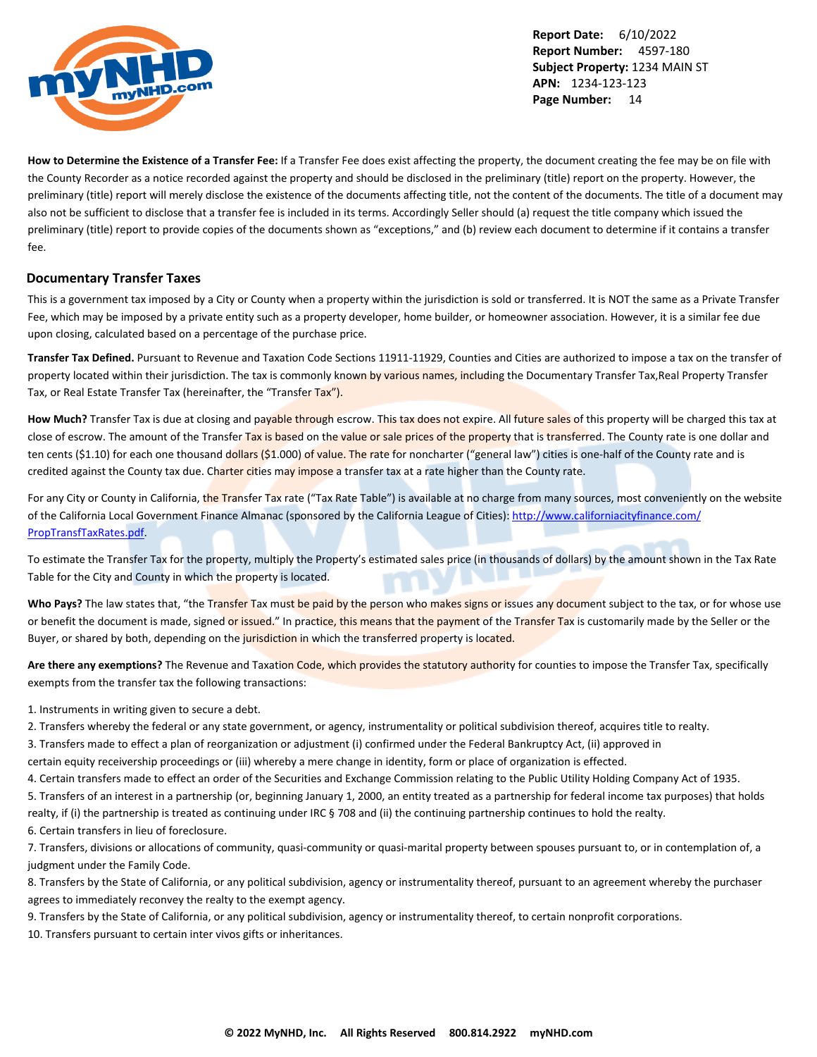**How to Determine the Existence of a Transfer Fee:** If a Transfer Fee does exist affecting the property, the document creating the fee may be on file with the County Recorder as a notice recorded against the property and should be disclosed in the preliminary (title) report on the property. However, the preliminary (title) report will merely disclose the existence of the documents affecting title, not the content of the documents. The title of a document may also not be sufficient to disclose that a transfer fee is included in its terms. Accordingly Seller should (a) request the title company which issued the preliminary (title) report to provide copies of the documents shown as "exceptions," and (b) review each document to determine if it contains a transfer fee.

## Documentary Transfer Taxes

This is a government tax imposed by a City or County when a property within the jurisdiction is sold or transferred. It is NOT the same as a Private Transfer Fee, which may be imposed by a private entity such as a property developer, home builder, or homeowner association. However, it is a similar fee due upon closing, calculated based on a percentage of the purchase price.

**Transfer Tax Defined.** Pursuant to Revenue and Taxation Code Sections 11911-11929, Counties and Cities are authorized to impose a tax on the transfer of property located within their jurisdiction. The tax is commonly known by various names, including the Documentary Transfer Tax,Real Property Transfer Tax, or Real Estate Transfer Tax (hereinafter, the "Transfer Tax").

**How Much?** Transfer Tax is due at closing and payable through escrow. This tax does not expire. All future sales of this property will be charged this tax at close of escrow. The amount of the Transfer Tax is based on the value or sale prices of the property that is transferred. The County rate is one dollar and ten cents ($1.10) for each one thousand dollars ($1.000) of value. The rate for noncharter ("general law") cities is one-half of the County rate and is credited against the County tax due. Charter cities may impose a transfer tax at a rate higher than the County rate.

For any City or County in California, the Transfer Tax rate ("Tax Rate Table") is available at no charge from many sources, most conveniently on the website of the California Local Government Finance Almanac (sponsored by the California League of Cities): [http://www.californiacityfinance.com/PropTransfTaxRates.pdf](http://www.californiacityfinance.com/PropTransfTaxRates.pdf).

To estimate the Transfer Tax for the property, multiply the Property's estimated sales price (in thousands of dollars) by the amount shown in the Tax Rate Table for the City and County in which the property is located.

**Who Pays?** The law states that, "the Transfer Tax must be paid by the person who makes signs or issues any document subject to the tax, or for whose use or benefit the document is made, signed or issued." In practice, this means that the payment of the Transfer Tax is customarily made by the Seller or the Buyer, or shared by both, depending on the jurisdiction in which the transferred property is located.

**Are there any exemptions?** The Revenue and Taxation Code, which provides the statutory authority for counties to impose the Transfer Tax, specifically exempts from the transfer tax the following transactions:

1. Instruments in writing given to secure a debt.
2. Transfers whereby the federal or any state government, or agency, instrumentality or political subdivision thereof, acquires title to realty.
3. Transfers made to effect a plan of reorganization or adjustment (i) confirmed under the Federal Bankruptcy Act, (ii) approved in certain equity receivership proceedings or (iii) whereby a mere change in identity, form or place of organization is effected.
4. Certain transfers made to effect an order of the Securities and Exchange Commission relating to the Public Utility Holding Company Act of 1935.
5. Transfers of an interest in a partnership (or, beginning January 1, 2000, an entity treated as a partnership for federal income tax purposes) that holds realty, if (i) the partnership is treated as continuing under IRC § 708 and (ii) the continuing partnership continues to hold the realty.
6. Certain transfers in lieu of foreclosure.
7. Transfers, divisions or allocations of community, quasi-community or quasi-marital property between spouses pursuant to, or in contemplation of, a judgment under the Family Code.
8. Transfers by the State of California, or any political subdivision, agency or instrumentality thereof, pursuant to an agreement whereby the purchaser agrees to immediately reconvey the realty to the exempt agency.
9. Transfers by the State of California, or any political subdivision, agency or instrumentality thereof, to certain nonprofit corporations.
10. Transfers pursuant to certain inter vivos gifts or inheritances.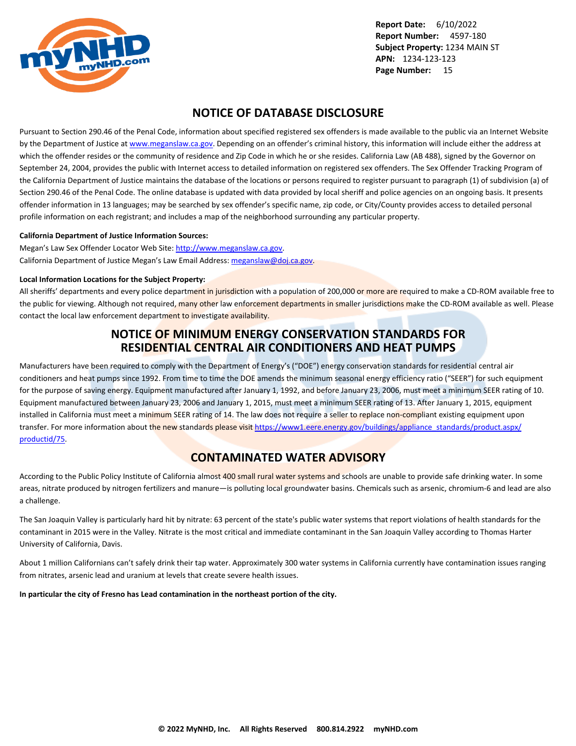## NOTICE OF DATABASE DISCLOSURE

Pursuant to Section 290.46 of the Penal Code, information about specified registered sex offenders is made available to the public via an Internet Website by the Department of Justice at [www.meganslaw.ca.gov](http://www.meganslaw.ca.gov). Depending on an offender's criminal history, this information will include either the address at which the offender resides or the community of residence and Zip Code in which he or she resides. California Law (AB 488), signed by the Governor on September 24, 2004, provides the public with Internet access to detailed information on registered sex offenders. The Sex Offender Tracking Program of the California Department of Justice maintains the database of the locations or persons required to register pursuant to paragraph (1) of subdivision (a) of Section 290.46 of the Penal Code. The online database is updated with data provided by local sheriff and police agencies on an ongoing basis. It presents offender information in 13 languages; may be searched by sex offender's specific name, zip code, or City/County provides access to detailed personal profile information on each registrant; and includes a map of the neighborhood surrounding any particular property.

**California Department of Justice Information Sources:**

Megan's Law Sex Offender Locator Web Site: [http://www.meganslaw.ca.gov](http://www.meganslaw.ca.gov).
California Department of Justice Megan's Law Email Address: [meganslaw@doj.ca.gov](mailto:meganslaw@doj.ca.gov).

**Local Information Locations for the Subject Property:**

All sheriffs' departments and every police department in jurisdiction with a population of 200,000 or more are required to make a CD-ROM available free to the public for viewing. Although not required, many other law enforcement departments in smaller jurisdictions make the CD-ROM available as well. Please contact the local law enforcement department to investigate availability.

## NOTICE OF MINIMUM ENERGY CONSERVATION STANDARDS FOR RESIDENTIAL CENTRAL AIR CONDITIONERS AND HEAT PUMPS

Manufacturers have been required to comply with the Department of Energy's ("DOE") energy conservation standards for residential central air conditioners and heat pumps since 1992. From time to time the DOE amends the minimum seasonal energy efficiency ratio ("SEER") for such equipment for the purpose of saving energy. Equipment manufactured after January 1, 1992, and before January 23, 2006, must meet a minimum SEER rating of 10. Equipment manufactured between January 23, 2006 and January 1, 2015, must meet a minimum SEER rating of 13. After January 1, 2015, equipment installed in California must meet a minimum SEER rating of 14. The law does not require a seller to replace non-compliant existing equipment upon transfer. For more information about the new standards please visit [https://www1.eere.energy.gov/buildings/appliance_standards/product.aspx/productid/75](https://www1.eere.energy.gov/buildings/appliance_standards/product.aspx/productid/75).

## CONTAMINATED WATER ADVISORY

According to the Public Policy Institute of California almost 400 small rural water systems and schools are unable to provide safe drinking water. In some areas, nitrate produced by nitrogen fertilizers and manure—is polluting local groundwater basins. Chemicals such as arsenic, chromium-6 and lead are also a challenge.

The San Joaquin Valley is particularly hard hit by nitrate: 63 percent of the state's public water systems that report violations of health standards for the contaminant in 2015 were in the Valley. Nitrate is the most critical and immediate contaminant in the San Joaquin Valley according to Thomas Harter University of California, Davis.

About 1 million Californians can't safely drink their tap water. Approximately 300 water systems in California currently have contamination issues ranging from nitrates, arsenic lead and uranium at levels that create severe health issues.

**In particular the city of Fresno has Lead contamination in the northeast portion of the city.**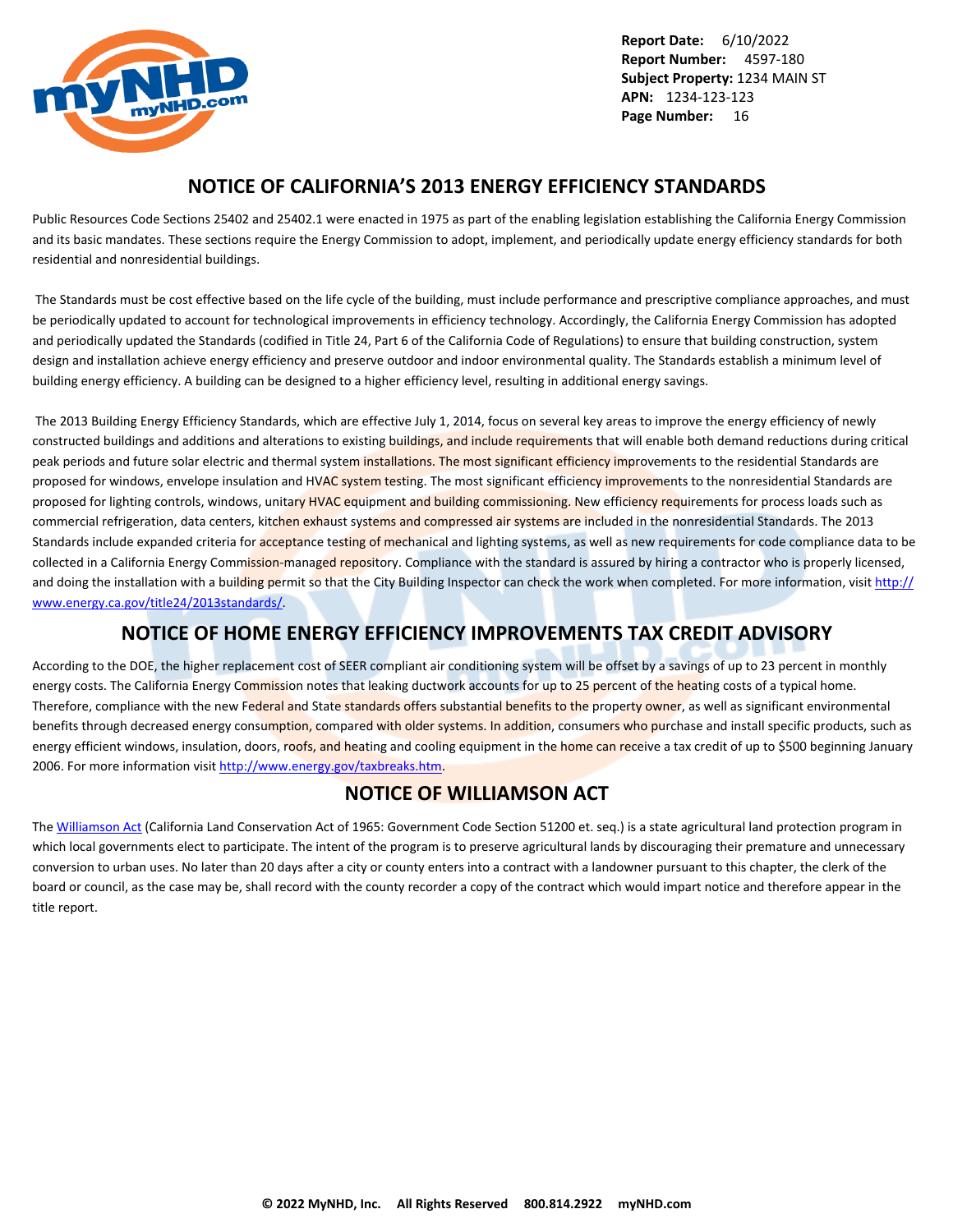## NOTICE OF CALIFORNIA'S 2013 ENERGY EFFICIENCY STANDARDS

Public Resources Code Sections 25402 and 25402.1 were enacted in 1975 as part of the enabling legislation establishing the California Energy Commission and its basic mandates. These sections require the Energy Commission to adopt, implement, and periodically update energy efficiency standards for both residential and nonresidential buildings.

The Standards must be cost effective based on the life cycle of the building, must include performance and prescriptive compliance approaches, and must be periodically updated to account for technological improvements in efficiency technology. Accordingly, the California Energy Commission has adopted and periodically updated the Standards (codified in Title 24, Part 6 of the California Code of Regulations) to ensure that building construction, system design and installation achieve energy efficiency and preserve outdoor and indoor environmental quality. The Standards establish a minimum level of building energy efficiency. A building can be designed to a higher efficiency level, resulting in additional energy savings.

The 2013 Building Energy Efficiency Standards, which are effective July 1, 2014, focus on several key areas to improve the energy efficiency of newly constructed buildings and additions and alterations to existing buildings, and include requirements that will enable both demand reductions during critical peak periods and future solar electric and thermal system installations. The most significant efficiency improvements to the residential Standards are proposed for windows, envelope insulation and HVAC system testing. The most significant efficiency improvements to the nonresidential Standards are proposed for lighting controls, windows, unitary HVAC equipment and building commissioning. New efficiency requirements for process loads such as commercial refrigeration, data centers, kitchen exhaust systems and compressed air systems are included in the nonresidential Standards. The 2013 Standards include expanded criteria for acceptance testing of mechanical and lighting systems, as well as new requirements for code compliance data to be collected in a California Energy Commission-managed repository. Compliance with the standard is assured by hiring a contractor who is properly licensed, and doing the installation with a building permit so that the City Building Inspector can check the work when completed. For more information, visit http://www.energy.ca.gov/title24/2013standards/.

## NOTICE OF HOME ENERGY EFFICIENCY IMPROVEMENTS TAX CREDIT ADVISORY

According to the DOE, the higher replacement cost of SEER compliant air conditioning system will be offset by a savings of up to 23 percent in monthly energy costs. The California Energy Commission notes that leaking ductwork accounts for up to 25 percent of the heating costs of a typical home. Therefore, compliance with the new Federal and State standards offers substantial benefits to the property owner, as well as significant environmental benefits through decreased energy consumption, compared with older systems. In addition, consumers who purchase and install specific products, such as energy efficient windows, insulation, doors, roofs, and heating and cooling equipment in the home can receive a tax credit of up to $500 beginning January 2006. For more information visit http://www.energy.gov/taxbreaks.htm.

## NOTICE OF WILLIAMSON ACT

The Williamson Act (California Land Conservation Act of 1965: Government Code Section 51200 et. seq.) is a state agricultural land protection program in which local governments elect to participate. The intent of the program is to preserve agricultural lands by discouraging their premature and unnecessary conversion to urban uses. No later than 20 days after a city or county enters into a contract with a landowner pursuant to this chapter, the clerk of the board or council, as the case may be, shall record with the county recorder a copy of the contract which would impart notice and therefore appear in the title report.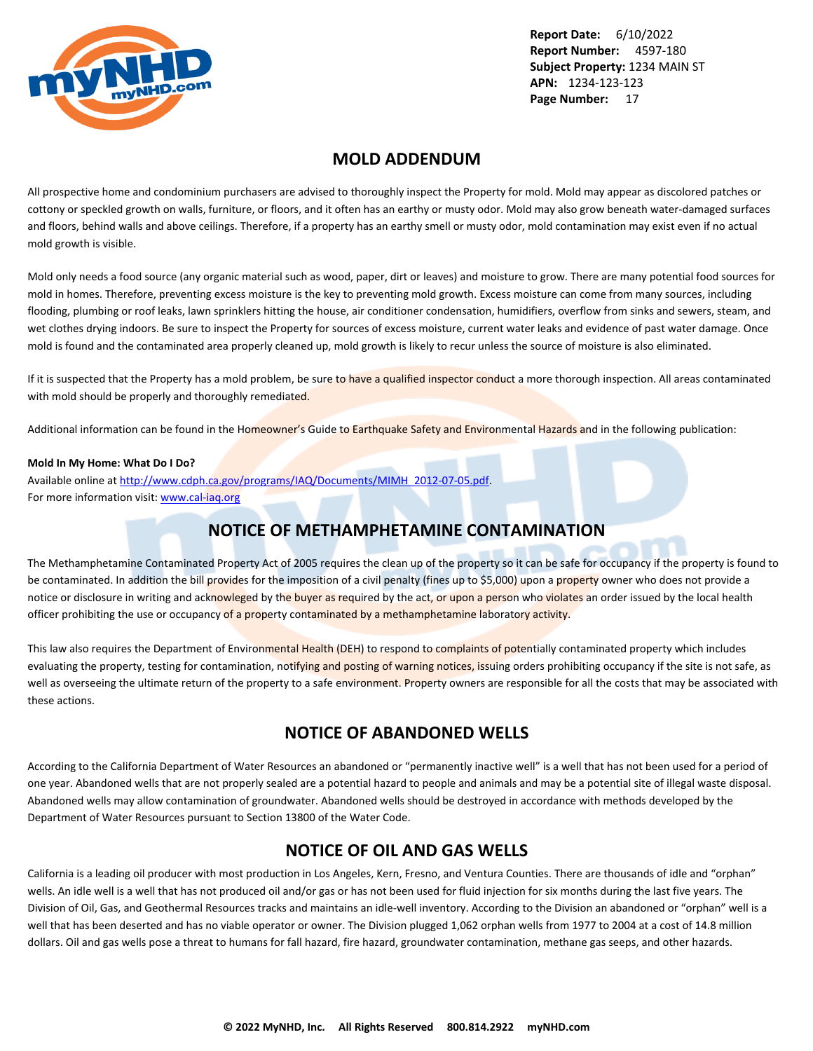## MOLD ADDENDUM

All prospective home and condominium purchasers are advised to thoroughly inspect the Property for mold. Mold may appear as discolored patches or cottony or speckled growth on walls, furniture, or floors, and it often has an earthy or musty odor. Mold may also grow beneath water-damaged surfaces and floors, behind walls and above ceilings. Therefore, if a property has an earthy smell or musty odor, mold contamination may exist even if no actual mold growth is visible.

Mold only needs a food source (any organic material such as wood, paper, dirt or leaves) and moisture to grow. There are many potential food sources for mold in homes. Therefore, preventing excess moisture is the key to preventing mold growth. Excess moisture can come from many sources, including flooding, plumbing or roof leaks, lawn sprinklers hitting the house, air conditioner condensation, humidifiers, overflow from sinks and sewers, steam, and wet clothes drying indoors. Be sure to inspect the Property for sources of excess moisture, current water leaks and evidence of past water damage. Once mold is found and the contaminated area properly cleaned up, mold growth is likely to recur unless the source of moisture is also eliminated.

If it is suspected that the Property has a mold problem, be sure to have a qualified inspector conduct a more thorough inspection. All areas contaminated with mold should be properly and thoroughly remediated.

Additional information can be found in the Homeowner's Guide to Earthquake Safety and Environmental Hazards and in the following publication:

**Mold In My Home: What Do I Do?**
Available online at [http://www.cdph.ca.gov/programs/IAQ/Documents/MIMH_2012-07-05.pdf](http://www.cdph.ca.gov/programs/IAQ/Documents/MIMH_2012-07-05.pdf).
For more information visit: [www.cal-iaq.org](www.cal-iaq.org)

## NOTICE OF METHAMPHETAMINE CONTAMINATION

The Methamphetamine Contaminated Property Act of 2005 requires the clean up of the property so it can be safe for occupancy if the property is found to be contaminated. In addition the bill provides for the imposition of a civil penalty (fines up to $5,000) upon a property owner who does not provide a notice or disclosure in writing and acknowleged by the buyer as required by the act, or upon a person who violates an order issued by the local health officer prohibiting the use or occupancy of a property contaminated by a methamphetamine laboratory activity.

This law also requires the Department of Environmental Health (DEH) to respond to complaints of potentially contaminated property which includes evaluating the property, testing for contamination, notifying and posting of warning notices, issuing orders prohibiting occupancy if the site is not safe, as well as overseeing the ultimate return of the property to a safe environment. Property owners are responsible for all the costs that may be associated with these actions.

## NOTICE OF ABANDONED WELLS

According to the California Department of Water Resources an abandoned or "permanently inactive well" is a well that has not been used for a period of one year. Abandoned wells that are not properly sealed are a potential hazard to people and animals and may be a potential site of illegal waste disposal. Abandoned wells may allow contamination of groundwater. Abandoned wells should be destroyed in accordance with methods developed by the Department of Water Resources pursuant to Section 13800 of the Water Code.

## NOTICE OF OIL AND GAS WELLS

California is a leading oil producer with most production in Los Angeles, Kern, Fresno, and Ventura Counties. There are thousands of idle and "orphan" wells. An idle well is a well that has not produced oil and/or gas or has not been used for fluid injection for six months during the last five years. The Division of Oil, Gas, and Geothermal Resources tracks and maintains an idle-well inventory. According to the Division an abandoned or "orphan" well is a well that has been deserted and has no viable operator or owner. The Division plugged 1,062 orphan wells from 1977 to 2004 at a cost of 14.8 million dollars. Oil and gas wells pose a threat to humans for fall hazard, fire hazard, groundwater contamination, methane gas seeps, and other hazards.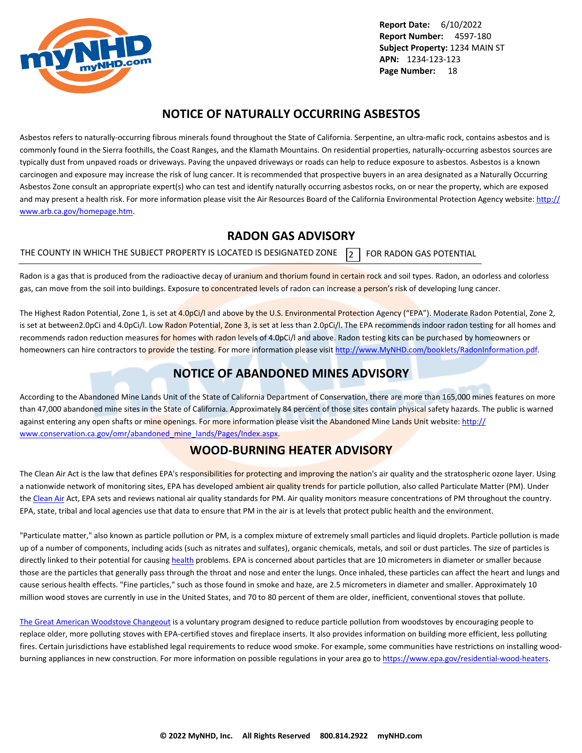Report Date: 6/10/2022
Report Number: 4597-180
Subject Property: 1234 MAIN ST
APN: 1234-123-123

## NOTICE OF NATURALLY OCCURRING ASBESTOS

Asbestos refers to naturally-occurring fibrous minerals found throughout the State of California. Serpentine, an ultra-mafic rock, contains asbestos and is commonly found in the Sierra foothills, the Coast Ranges, and the Klamath Mountains. On residential properties, naturally-occurring asbestos sources are typically dust from unpaved roads or driveways. Paving the unpaved driveways or roads can help to reduce exposure to asbestos. Asbestos is a known carcinogen and exposure may increase the risk of lung cancer. It is recommended that prospective buyers in an area designated as a Naturally Occurring Asbestos Zone consult an appropriate expert(s) who can test and identify naturally occurring asbestos rocks, on or near the property, which are exposed and may present a health risk. For more information please visit the Air Resources Board of the California Environmental Protection Agency website: http://www.arb.ca.gov/homepage.htm.

## RADON GAS ADVISORY

THE COUNTY IN WHICH THE SUBJECT PROPERTY IS LOCATED IS DESIGNATED ZONE **2** FOR RADON GAS POTENTIAL

Radon is a gas that is produced from the radioactive decay of uranium and thorium found in certain rock and soil types. Radon, an odorless and colorless gas, can move from the soil into buildings. Exposure to concentrated levels of radon can increase a person's risk of developing lung cancer.

The Highest Radon Potential, Zone 1, is set at 4.0pCi/l and above by the U.S. Environmental Protection Agency ("EPA"). Moderate Radon Potential, Zone 2, is set at between2.0pCi and 4.0pCi/l. Low Radon Potential, Zone 3, is set at less than 2.0pCi/l. The EPA recommends indoor radon testing for all homes and recommends radon reduction measures for homes with radon levels of 4.0pCi/l and above. Radon testing kits can be purchased by homeowners or homeowners can hire contractors to provide the testing. For more information please visit http://www.MyNHD.com/booklets/RadonInformation.pdf.

## NOTICE OF ABANDONED MINES ADVISORY

According to the Abandoned Mine Lands Unit of the State of California Department of Conservation, there are more than 165,000 mines features on more than 47,000 abandoned mine sites in the State of California. Approximately 84 percent of those sites contain physical safety hazards. The public is warned against entering any open shafts or mine openings. For more information please visit the Abandoned Mine Lands Unit website: http://www.conservation.ca.gov/omr/abandoned_mine_lands/Pages/Index.aspx.

## WOOD-BURNING HEATER ADVISORY

The Clean Air Act is the law that defines EPA's responsibilities for protecting and improving the nation's air quality and the stratospheric ozone layer. Using a nationwide network of monitoring sites, EPA has developed ambient air quality trends for particle pollution, also called Particulate Matter (PM). Under the Clean Air Act, EPA sets and reviews national air quality standards for PM. Air quality monitors measure concentrations of PM throughout the country. EPA, state, tribal and local agencies use that data to ensure that PM in the air is at levels that protect public health and the environment.

"Particulate matter," also known as particle pollution or PM, is a complex mixture of extremely small particles and liquid droplets. Particle pollution is made up of a number of components, including acids (such as nitrates and sulfates), organic chemicals, metals, and soil or dust particles. The size of particles is directly linked to their potential for causing health problems. EPA is concerned about particles that are 10 micrometers in diameter or smaller because those are the particles that generally pass through the throat and nose and enter the lungs. Once inhaled, these particles can affect the heart and lungs and cause serious health effects. "Fine particles," such as those found in smoke and haze, are 2.5 micrometers in diameter and smaller. Approximately 10 million wood stoves are currently in use in the United States, and 70 to 80 percent of them are older, inefficient, conventional stoves that pollute.

The Great American Woodstove Changeout is a voluntary program designed to reduce particle pollution from woodstoves by encouraging people to replace older, more polluting stoves with EPA-certified stoves and fireplace inserts. It also provides information on building more efficient, less polluting fires. Certain jurisdictions have established legal requirements to reduce wood smoke. For example, some communities have restrictions on installing wood-burning appliances in new construction. For more information on possible regulations in your area go to https://www.epa.gov/residential-wood-heaters.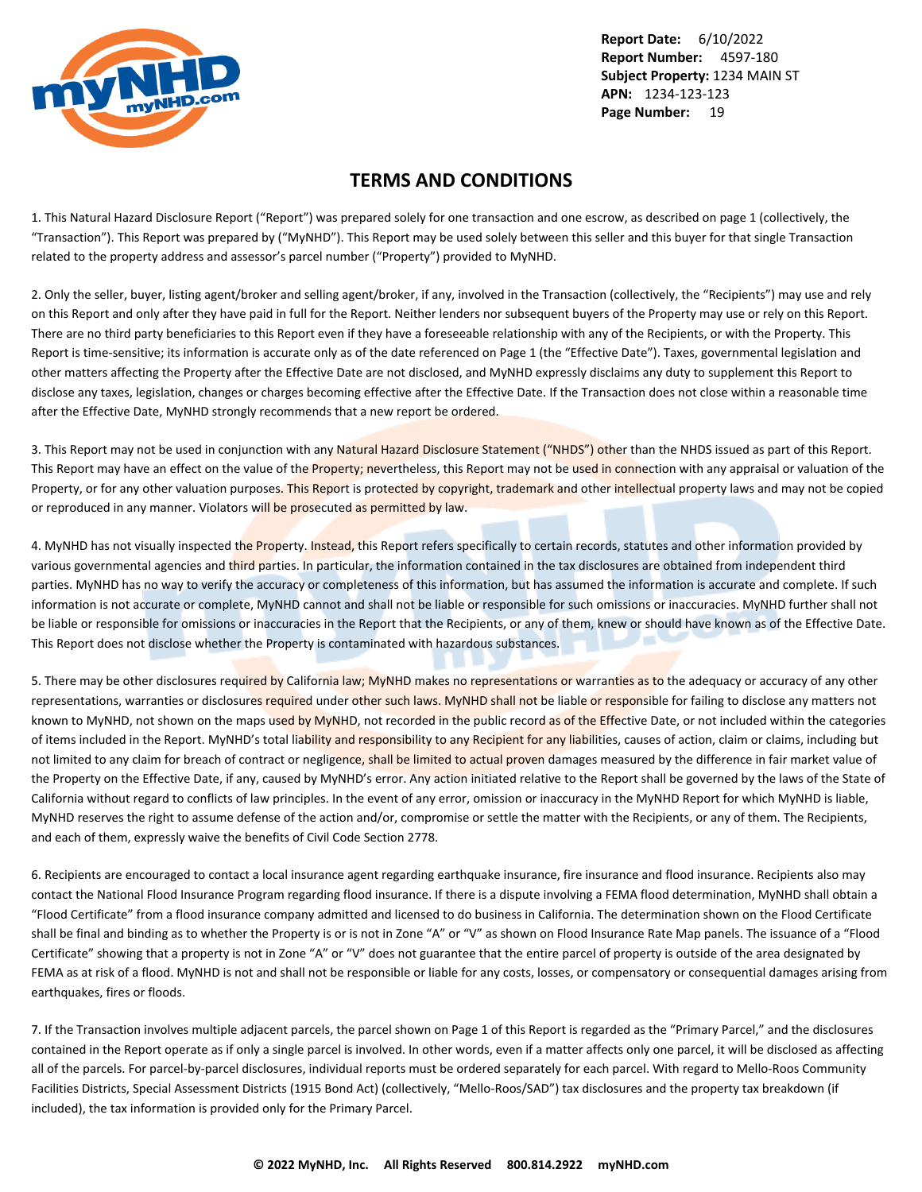**Report Date:** 6/10/2022
**Report Number:** 4597-180
**Subject Property:** 1234 MAIN ST
**APN:** 1234-123-123

## TERMS AND CONDITIONS

1. This Natural Hazard Disclosure Report ("Report") was prepared solely for one transaction and one escrow, as described on page 1 (collectively, the "Transaction"). This Report was prepared by ("MyNHD"). This Report may be used solely between this seller and this buyer for that single Transaction related to the property address and assessor's parcel number ("Property") provided to MyNHD.

2. Only the seller, buyer, listing agent/broker and selling agent/broker, if any, involved in the Transaction (collectively, the "Recipients") may use and rely on this Report and only after they have paid in full for the Report. Neither lenders nor subsequent buyers of the Property may use or rely on this Report. There are no third party beneficiaries to this Report even if they have a foreseeable relationship with any of the Recipients, or with the Property. This Report is time-sensitive; its information is accurate only as of the date referenced on Page 1 (the "Effective Date"). Taxes, governmental legislation and other matters affecting the Property after the Effective Date are not disclosed, and MyNHD expressly disclaims any duty to supplement this Report to disclose any taxes, legislation, changes or charges becoming effective after the Effective Date. If the Transaction does not close within a reasonable time after the Effective Date, MyNHD strongly recommends that a new report be ordered.

3. This Report may not be used in conjunction with any Natural Hazard Disclosure Statement ("NHDS") other than the NHDS issued as part of this Report. This Report may have an effect on the value of the Property; nevertheless, this Report may not be used in connection with any appraisal or valuation of the Property, or for any other valuation purposes. This Report is protected by copyright, trademark and other intellectual property laws and may not be copied or reproduced in any manner. Violators will be prosecuted as permitted by law.

4. MyNHD has not visually inspected the Property. Instead, this Report refers specifically to certain records, statutes and other information provided by various governmental agencies and third parties. In particular, the information contained in the tax disclosures are obtained from independent third parties. MyNHD has no way to verify the accuracy or completeness of this information, but has assumed the information is accurate and complete. If such information is not accurate or complete, MyNHD cannot and shall not be liable or responsible for such omissions or inaccuracies. MyNHD further shall not be liable or responsible for omissions or inaccuracies in the Report that the Recipients, or any of them, knew or should have known as of the Effective Date. This Report does not disclose whether the Property is contaminated with hazardous substances.

5. There may be other disclosures required by California law; MyNHD makes no representations or warranties as to the adequacy or accuracy of any other representations, warranties or disclosures required under other such laws. MyNHD shall not be liable or responsible for failing to disclose any matters not known to MyNHD, not shown on the maps used by MyNHD, not recorded in the public record as of the Effective Date, or not included within the categories of items included in the Report. MyNHD's total liability and responsibility to any Recipient for any liabilities, causes of action, claim or claims, including but not limited to any claim for breach of contract or negligence, shall be limited to actual proven damages measured by the difference in fair market value of the Property on the Effective Date, if any, caused by MyNHD's error. Any action initiated relative to the Report shall be governed by the laws of the State of California without regard to conflicts of law principles. In the event of any error, omission or inaccuracy in the MyNHD Report for which MyNHD is liable, MyNHD reserves the right to assume defense of the action and/or, compromise or settle the matter with the Recipients, or any of them. The Recipients, and each of them, expressly waive the benefits of Civil Code Section 2778.

6. Recipients are encouraged to contact a local insurance agent regarding earthquake insurance, fire insurance and flood insurance. Recipients also may contact the National Flood Insurance Program regarding flood insurance. If there is a dispute involving a FEMA flood determination, MyNHD shall obtain a "Flood Certificate" from a flood insurance company admitted and licensed to do business in California. The determination shown on the Flood Certificate shall be final and binding as to whether the Property is or is not in Zone "A" or "V" as shown on Flood Insurance Rate Map panels. The issuance of a "Flood Certificate" showing that a property is not in Zone "A" or "V" does not guarantee that the entire parcel of property is outside of the area designated by FEMA as at risk of a flood. MyNHD is not and shall not be responsible or liable for any costs, losses, or compensatory or consequential damages arising from earthquakes, fires or floods.

7. If the Transaction involves multiple adjacent parcels, the parcel shown on Page 1 of this Report is regarded as the "Primary Parcel," and the disclosures contained in the Report operate as if only a single parcel is involved. In other words, even if a matter affects only one parcel, it will be disclosed as affecting all of the parcels. For parcel-by-parcel disclosures, individual reports must be ordered separately for each parcel. With regard to Mello-Roos Community Facilities Districts, Special Assessment Districts (1915 Bond Act) (collectively, "Mello-Roos/SAD") tax disclosures and the property tax breakdown (if included), the tax information is provided only for the Primary Parcel.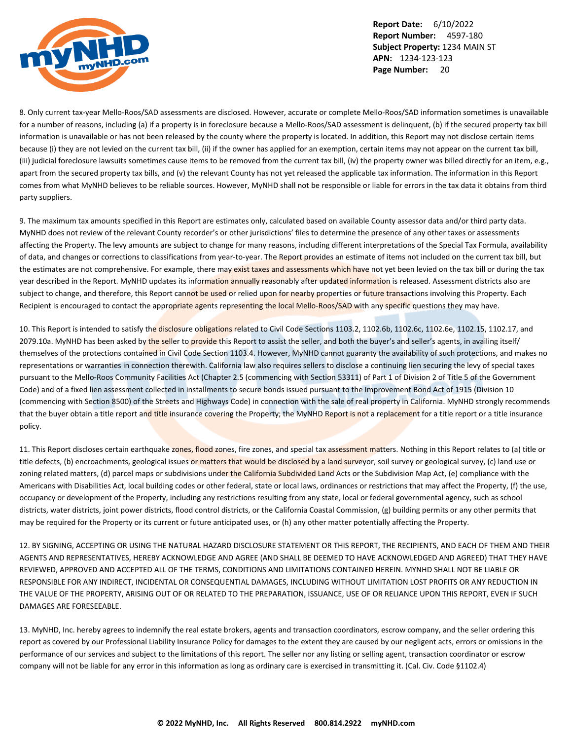8. Only current tax-year Mello-Roos/SAD assessments are disclosed. However, accurate or complete Mello-Roos/SAD information sometimes is unavailable for a number of reasons, including (a) if a property is in foreclosure because a Mello-Roos/SAD assessment is delinquent, (b) if the secured property tax bill information is unavailable or has not been released by the county where the property is located. In addition, this Report may not disclose certain items because (i) they are not levied on the current tax bill, (ii) if the owner has applied for an exemption, certain items may not appear on the current tax bill, (iii) judicial foreclosure lawsuits sometimes cause items to be removed from the current tax bill, (iv) the property owner was billed directly for an item, e.g., apart from the secured property tax bills, and (v) the relevant County has not yet released the applicable tax information. The information in this Report comes from what MyNHD believes to be reliable sources. However, MyNHD shall not be responsible or liable for errors in the tax data it obtains from third party suppliers.

9. The maximum tax amounts specified in this Report are estimates only, calculated based on available County assessor data and/or third party data. MyNHD does not review of the relevant County recorder's or other jurisdictions' files to determine the presence of any other taxes or assessments affecting the Property. The levy amounts are subject to change for many reasons, including different interpretations of the Special Tax Formula, availability of data, and changes or corrections to classifications from year-to-year. The Report provides an estimate of items not included on the current tax bill, but the estimates are not comprehensive. For example, there may exist taxes and assessments which have not yet been levied on the tax bill or during the tax year described in the Report. MyNHD updates its information annually reasonably after updated information is released. Assessment districts also are subject to change, and therefore, this Report cannot be used or relied upon for nearby properties or future transactions involving this Property. Each Recipient is encouraged to contact the appropriate agents representing the local Mello-Roos/SAD with any specific questions they may have.

10. This Report is intended to satisfy the disclosure obligations related to Civil Code Sections 1103.2, 1102.6b, 1102.6c, 1102.6e, 1102.15, 1102.17, and 2079.10a. MyNHD has been asked by the seller to provide this Report to assist the seller, and both the buyer's and seller's agents, in availing itself/themselves of the protections contained in Civil Code Section 1103.4. However, MyNHD cannot guaranty the availability of such protections, and makes no representations or warranties in connection therewith. California law also requires sellers to disclose a continuing lien securing the levy of special taxes pursuant to the Mello-Roos Community Facilities Act (Chapter 2.5 (commencing with Section 53311) of Part 1 of Division 2 of Title 5 of the Government Code) and of a fixed lien assessment collected in installments to secure bonds issued pursuant to the Improvement Bond Act of 1915 (Division 10 (commencing with Section 8500) of the Streets and Highways Code) in connection with the sale of real property in California. MyNHD strongly recommends that the buyer obtain a title report and title insurance covering the Property; the MyNHD Report is not a replacement for a title report or a title insurance policy.

11. This Report discloses certain earthquake zones, flood zones, fire zones, and special tax assessment matters. Nothing in this Report relates to (a) title or title defects, (b) encroachments, geological issues or matters that would be disclosed by a land surveyor, soil survey or geological survey, (c) land use or zoning related matters, (d) parcel maps or subdivisions under the California Subdivided Land Acts or the Subdivision Map Act, (e) compliance with the Americans with Disabilities Act, local building codes or other federal, state or local laws, ordinances or restrictions that may affect the Property, (f) the use, occupancy or development of the Property, including any restrictions resulting from any state, local or federal governmental agency, such as school districts, water districts, joint power districts, flood control districts, or the California Coastal Commission, (g) building permits or any other permits that may be required for the Property or its current or future anticipated uses, or (h) any other matter potentially affecting the Property.

12. BY SIGNING, ACCEPTING OR USING THE NATURAL HAZARD DISCLOSURE STATEMENT OR THIS REPORT, THE RECIPIENTS, AND EACH OF THEM AND THEIR AGENTS AND REPRESENTATIVES, HEREBY ACKNOWLEDGE AND AGREE (AND SHALL BE DEEMED TO HAVE ACKNOWLEDGED AND AGREED) THAT THEY HAVE REVIEWED, APPROVED AND ACCEPTED ALL OF THE TERMS, CONDITIONS AND LIMITATIONS CONTAINED HEREIN. MYNHD SHALL NOT BE LIABLE OR RESPONSIBLE FOR ANY INDIRECT, INCIDENTAL OR CONSEQUENTIAL DAMAGES, INCLUDING WITHOUT LIMITATION LOST PROFITS OR ANY REDUCTION IN THE VALUE OF THE PROPERTY, ARISING OUT OF OR RELATED TO THE PREPARATION, ISSUANCE, USE OF OR RELIANCE UPON THIS REPORT, EVEN IF SUCH DAMAGES ARE FORESEEABLE.

13. MyNHD, Inc. hereby agrees to indemnify the real estate brokers, agents and transaction coordinators, escrow company, and the seller ordering this report as covered by our Professional Liability Insurance Policy for damages to the extent they are caused by our negligent acts, errors or omissions in the performance of our services and subject to the limitations of this report. The seller nor any listing or selling agent, transaction coordinator or escrow company will not be liable for any error in this information as long as ordinary care is exercised in transmitting it. (Cal. Civ. Code §1102.4)